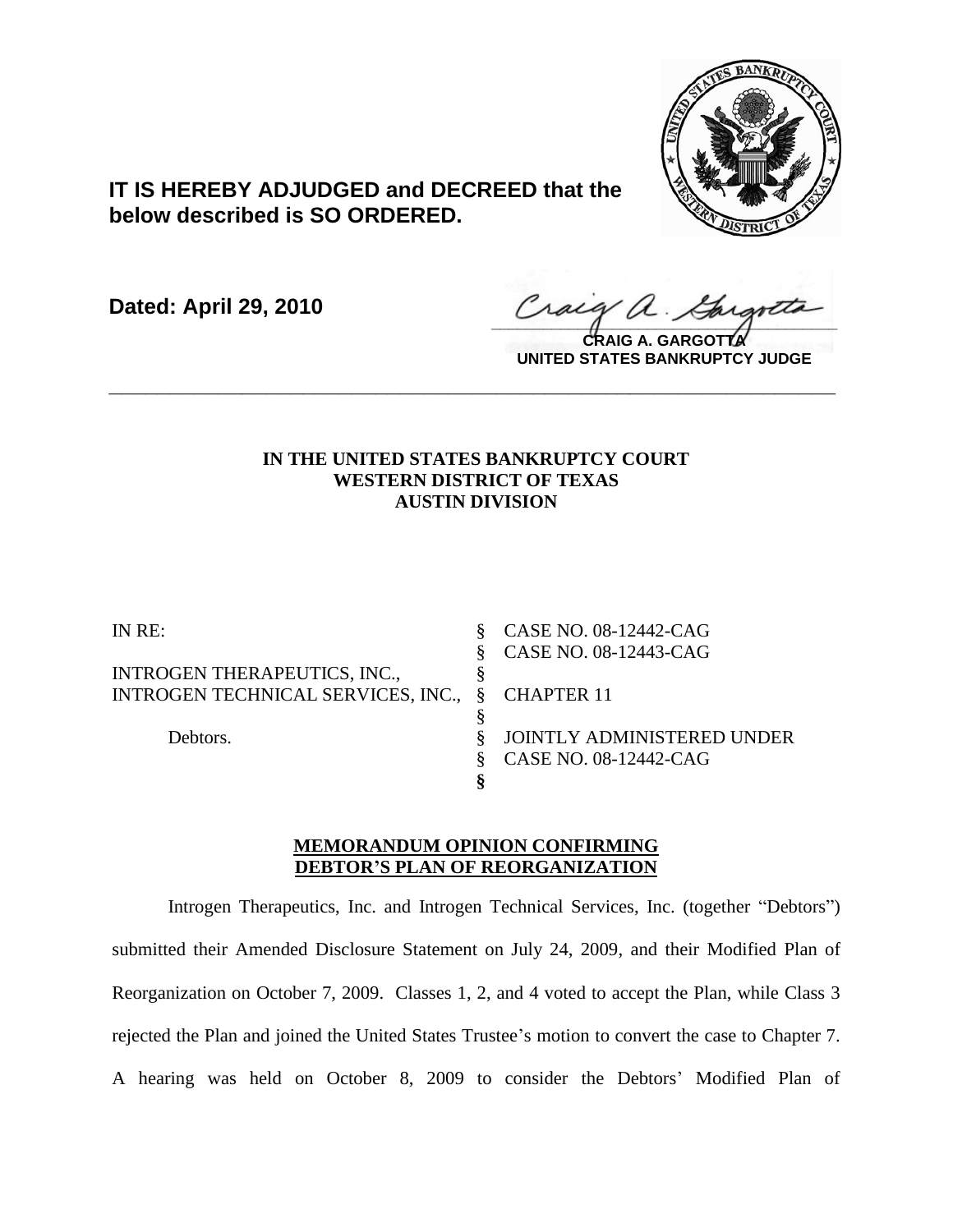**IT IS HEREBY ADJUDGED and DECREED that the below described is SO ORDERED.**

**Dated: April 29, 2010**

**CRAIG A. GARGOTTA**
**UNITED STATES BANKRUPTCY JUDGE**

---

**IN THE UNITED STATES BANKRUPTCY COURT**
**WESTERN DISTRICT OF TEXAS**
**AUSTIN DIVISION**

| | | |
|---|---|---|
| IN RE: | § | CASE NO. 08-12442-CAG |
| | § | CASE NO. 08-12443-CAG |
| INTROGEN THERAPEUTICS, INC., | § | |
| INTROGEN TECHNICAL SERVICES, INC., | § | CHAPTER 11 |
| | § | |
| Debtors. | § | JOINTLY ADMINISTERED UNDER |
| | § | CASE NO. 08-12442-CAG |
| | § | |

**MEMORANDUM OPINION CONFIRMING DEBTOR'S PLAN OF REORGANIZATION**

Introgen Therapeutics, Inc. and Introgen Technical Services, Inc. (together "Debtors") submitted their Amended Disclosure Statement on July 24, 2009, and their Modified Plan of Reorganization on October 7, 2009. Classes 1, 2, and 4 voted to accept the Plan, while Class 3 rejected the Plan and joined the United States Trustee's motion to convert the case to Chapter 7. A hearing was held on October 8, 2009 to consider the Debtors' Modified Plan of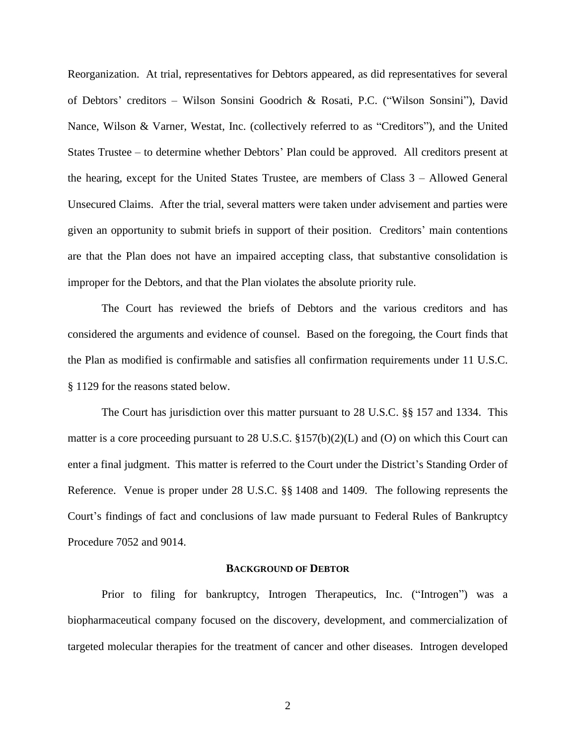Reorganization. At trial, representatives for Debtors appeared, as did representatives for several of Debtors' creditors – Wilson Sonsini Goodrich & Rosati, P.C. ("Wilson Sonsini"), David Nance, Wilson & Varner, Westat, Inc. (collectively referred to as "Creditors"), and the United States Trustee – to determine whether Debtors' Plan could be approved. All creditors present at the hearing, except for the United States Trustee, are members of Class 3 – Allowed General Unsecured Claims. After the trial, several matters were taken under advisement and parties were given an opportunity to submit briefs in support of their position. Creditors' main contentions are that the Plan does not have an impaired accepting class, that substantive consolidation is improper for the Debtors, and that the Plan violates the absolute priority rule.

The Court has reviewed the briefs of Debtors and the various creditors and has considered the arguments and evidence of counsel. Based on the foregoing, the Court finds that the Plan as modified is confirmable and satisfies all confirmation requirements under 11 U.S.C. § 1129 for the reasons stated below.

The Court has jurisdiction over this matter pursuant to 28 U.S.C. §§ 157 and 1334. This matter is a core proceeding pursuant to 28 U.S.C. §157(b)(2)(L) and (O) on which this Court can enter a final judgment. This matter is referred to the Court under the District's Standing Order of Reference. Venue is proper under 28 U.S.C. §§ 1408 and 1409. The following represents the Court's findings of fact and conclusions of law made pursuant to Federal Rules of Bankruptcy Procedure 7052 and 9014.

## BACKGROUND OF DEBTOR

Prior to filing for bankruptcy, Introgen Therapeutics, Inc. ("Introgen") was a biopharmaceutical company focused on the discovery, development, and commercialization of targeted molecular therapies for the treatment of cancer and other diseases. Introgen developed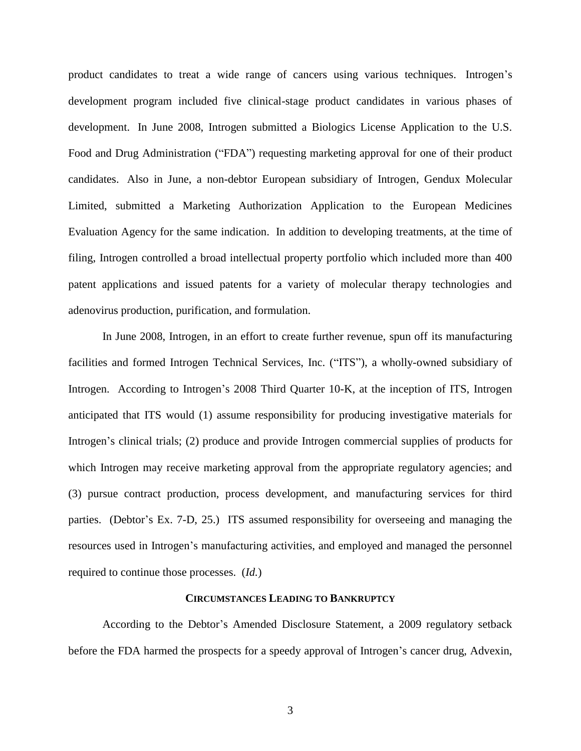product candidates to treat a wide range of cancers using various techniques. Introgen's development program included five clinical-stage product candidates in various phases of development. In June 2008, Introgen submitted a Biologics License Application to the U.S. Food and Drug Administration ("FDA") requesting marketing approval for one of their product candidates. Also in June, a non-debtor European subsidiary of Introgen, Gendux Molecular Limited, submitted a Marketing Authorization Application to the European Medicines Evaluation Agency for the same indication. In addition to developing treatments, at the time of filing, Introgen controlled a broad intellectual property portfolio which included more than 400 patent applications and issued patents for a variety of molecular therapy technologies and adenovirus production, purification, and formulation.

In June 2008, Introgen, in an effort to create further revenue, spun off its manufacturing facilities and formed Introgen Technical Services, Inc. ("ITS"), a wholly-owned subsidiary of Introgen. According to Introgen's 2008 Third Quarter 10-K, at the inception of ITS, Introgen anticipated that ITS would (1) assume responsibility for producing investigative materials for Introgen's clinical trials; (2) produce and provide Introgen commercial supplies of products for which Introgen may receive marketing approval from the appropriate regulatory agencies; and (3) pursue contract production, process development, and manufacturing services for third parties. (Debtor's Ex. 7-D, 25.) ITS assumed responsibility for overseeing and managing the resources used in Introgen's manufacturing activities, and employed and managed the personnel required to continue those processes. (*Id.*)

## CIRCUMSTANCES LEADING TO BANKRUPTCY

According to the Debtor's Amended Disclosure Statement, a 2009 regulatory setback before the FDA harmed the prospects for a speedy approval of Introgen's cancer drug, Advexin,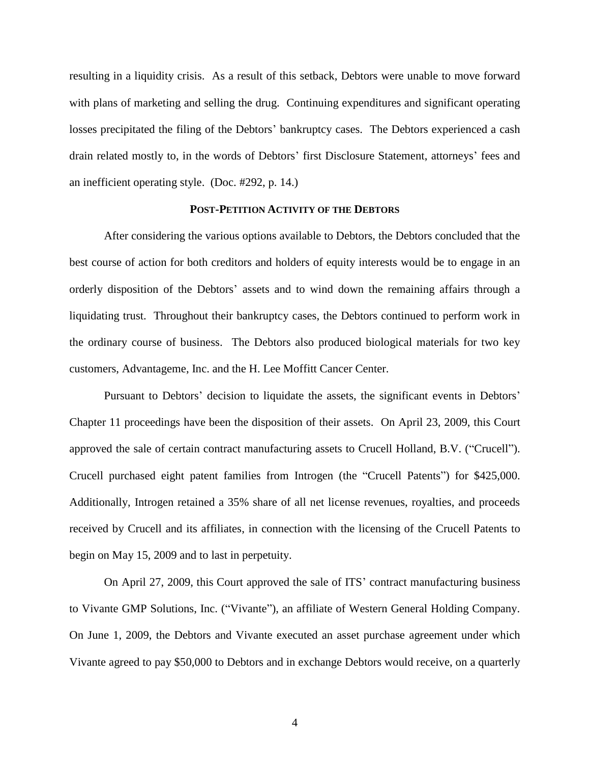resulting in a liquidity crisis. As a result of this setback, Debtors were unable to move forward with plans of marketing and selling the drug. Continuing expenditures and significant operating losses precipitated the filing of the Debtors' bankruptcy cases. The Debtors experienced a cash drain related mostly to, in the words of Debtors' first Disclosure Statement, attorneys' fees and an inefficient operating style. (Doc. #292, p. 14.)

## POST-PETITION ACTIVITY OF THE DEBTORS

After considering the various options available to Debtors, the Debtors concluded that the best course of action for both creditors and holders of equity interests would be to engage in an orderly disposition of the Debtors' assets and to wind down the remaining affairs through a liquidating trust. Throughout their bankruptcy cases, the Debtors continued to perform work in the ordinary course of business. The Debtors also produced biological materials for two key customers, Advantageme, Inc. and the H. Lee Moffitt Cancer Center.

Pursuant to Debtors' decision to liquidate the assets, the significant events in Debtors' Chapter 11 proceedings have been the disposition of their assets. On April 23, 2009, this Court approved the sale of certain contract manufacturing assets to Crucell Holland, B.V. ("Crucell"). Crucell purchased eight patent families from Introgen (the "Crucell Patents") for $425,000. Additionally, Introgen retained a 35% share of all net license revenues, royalties, and proceeds received by Crucell and its affiliates, in connection with the licensing of the Crucell Patents to begin on May 15, 2009 and to last in perpetuity.

On April 27, 2009, this Court approved the sale of ITS' contract manufacturing business to Vivante GMP Solutions, Inc. ("Vivante"), an affiliate of Western General Holding Company. On June 1, 2009, the Debtors and Vivante executed an asset purchase agreement under which Vivante agreed to pay $50,000 to Debtors and in exchange Debtors would receive, on a quarterly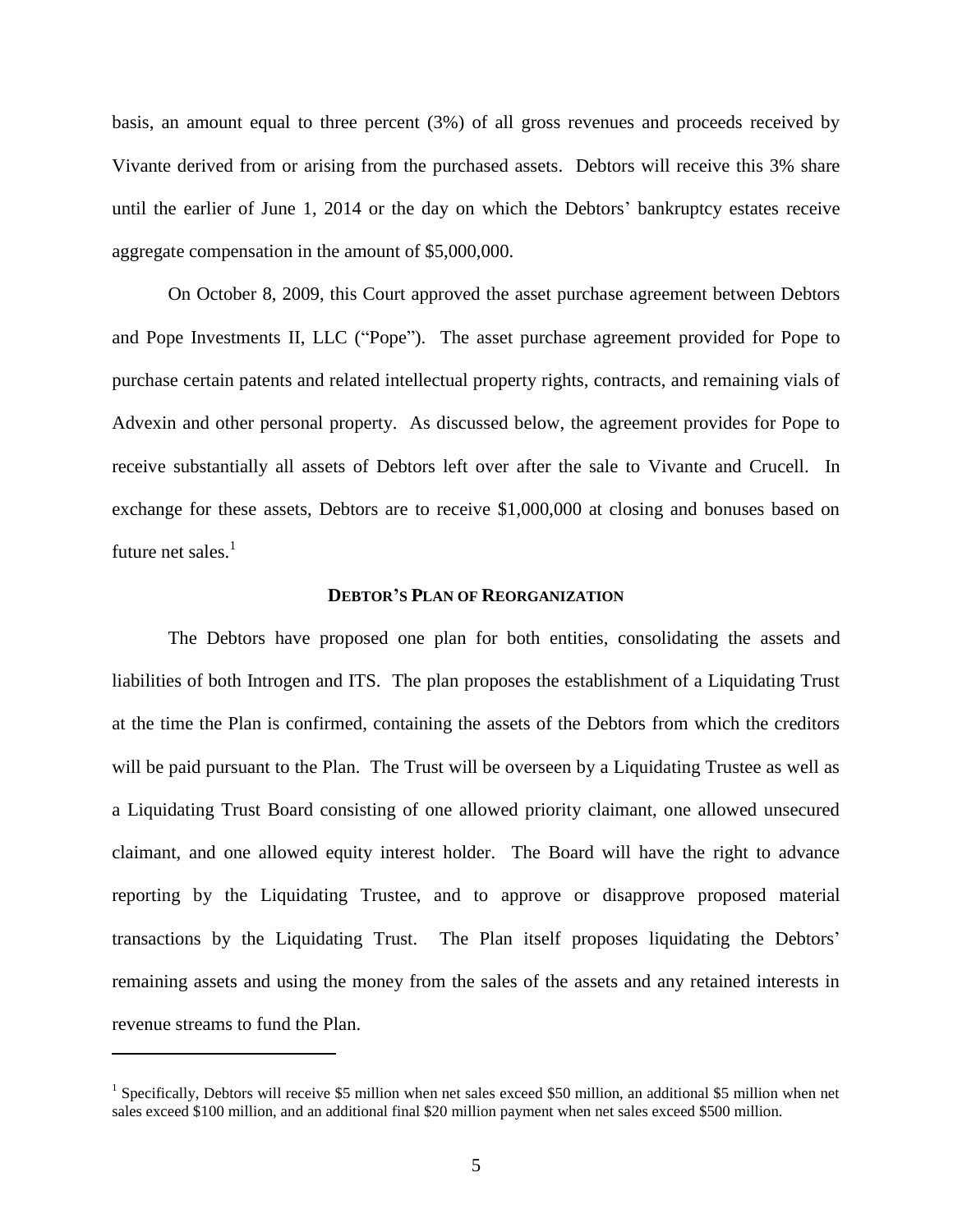basis, an amount equal to three percent (3%) of all gross revenues and proceeds received by Vivante derived from or arising from the purchased assets. Debtors will receive this 3% share until the earlier of June 1, 2014 or the day on which the Debtors' bankruptcy estates receive aggregate compensation in the amount of $5,000,000.

On October 8, 2009, this Court approved the asset purchase agreement between Debtors and Pope Investments II, LLC ("Pope"). The asset purchase agreement provided for Pope to purchase certain patents and related intellectual property rights, contracts, and remaining vials of Advexin and other personal property. As discussed below, the agreement provides for Pope to receive substantially all assets of Debtors left over after the sale to Vivante and Crucell. In exchange for these assets, Debtors are to receive $1,000,000 at closing and bonuses based on future net sales.[1]

## DEBTOR'S PLAN OF REORGANIZATION

The Debtors have proposed one plan for both entities, consolidating the assets and liabilities of both Introgen and ITS. The plan proposes the establishment of a Liquidating Trust at the time the Plan is confirmed, containing the assets of the Debtors from which the creditors will be paid pursuant to the Plan. The Trust will be overseen by a Liquidating Trustee as well as a Liquidating Trust Board consisting of one allowed priority claimant, one allowed unsecured claimant, and one allowed equity interest holder. The Board will have the right to advance reporting by the Liquidating Trustee, and to approve or disapprove proposed material transactions by the Liquidating Trust. The Plan itself proposes liquidating the Debtors' remaining assets and using the money from the sales of the assets and any retained interests in revenue streams to fund the Plan.

---

[1] Specifically, Debtors will receive $5 million when net sales exceed $50 million, an additional $5 million when net sales exceed $100 million, and an additional final $20 million payment when net sales exceed $500 million.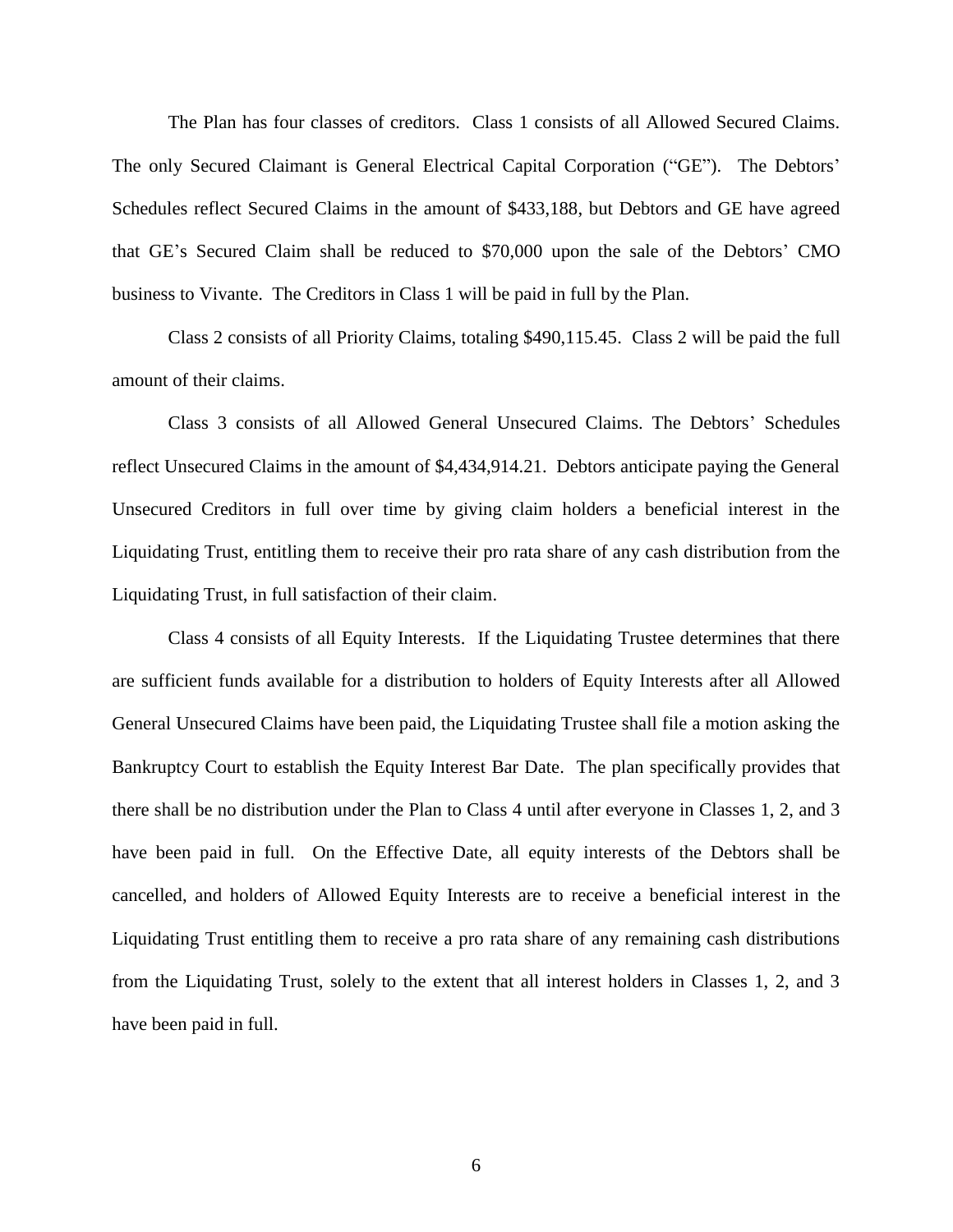The Plan has four classes of creditors. Class 1 consists of all Allowed Secured Claims. The only Secured Claimant is General Electrical Capital Corporation ("GE"). The Debtors' Schedules reflect Secured Claims in the amount of $433,188, but Debtors and GE have agreed that GE's Secured Claim shall be reduced to $70,000 upon the sale of the Debtors' CMO business to Vivante. The Creditors in Class 1 will be paid in full by the Plan.

Class 2 consists of all Priority Claims, totaling $490,115.45. Class 2 will be paid the full amount of their claims.

Class 3 consists of all Allowed General Unsecured Claims. The Debtors' Schedules reflect Unsecured Claims in the amount of $4,434,914.21. Debtors anticipate paying the General Unsecured Creditors in full over time by giving claim holders a beneficial interest in the Liquidating Trust, entitling them to receive their pro rata share of any cash distribution from the Liquidating Trust, in full satisfaction of their claim.

Class 4 consists of all Equity Interests. If the Liquidating Trustee determines that there are sufficient funds available for a distribution to holders of Equity Interests after all Allowed General Unsecured Claims have been paid, the Liquidating Trustee shall file a motion asking the Bankruptcy Court to establish the Equity Interest Bar Date. The plan specifically provides that there shall be no distribution under the Plan to Class 4 until after everyone in Classes 1, 2, and 3 have been paid in full. On the Effective Date, all equity interests of the Debtors shall be cancelled, and holders of Allowed Equity Interests are to receive a beneficial interest in the Liquidating Trust entitling them to receive a pro rata share of any remaining cash distributions from the Liquidating Trust, solely to the extent that all interest holders in Classes 1, 2, and 3 have been paid in full.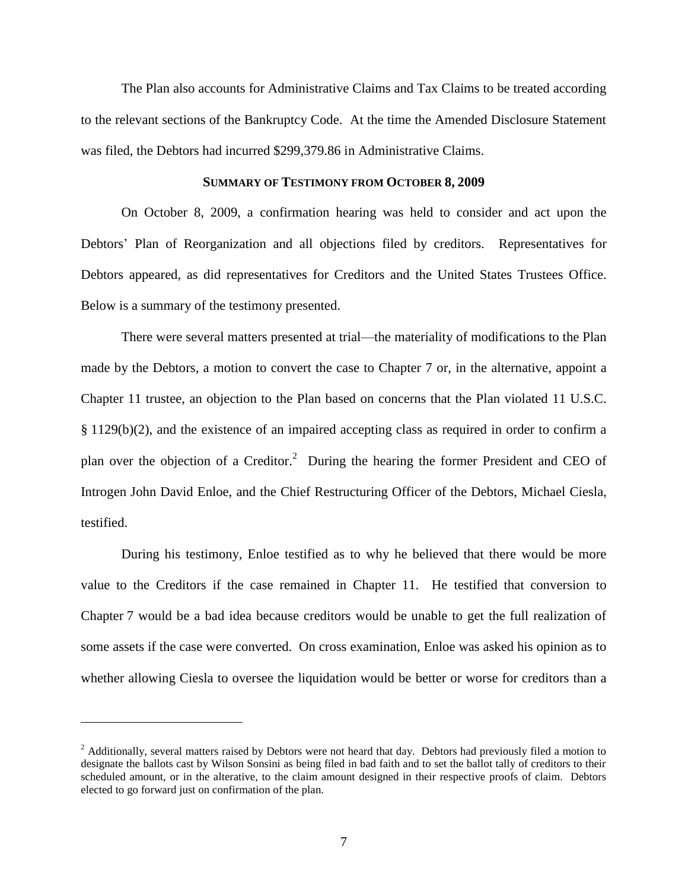The Plan also accounts for Administrative Claims and Tax Claims to be treated according to the relevant sections of the Bankruptcy Code. At the time the Amended Disclosure Statement was filed, the Debtors had incurred $299,379.86 in Administrative Claims.

### SUMMARY OF TESTIMONY FROM OCTOBER 8, 2009

On October 8, 2009, a confirmation hearing was held to consider and act upon the Debtors' Plan of Reorganization and all objections filed by creditors. Representatives for Debtors appeared, as did representatives for Creditors and the United States Trustees Office. Below is a summary of the testimony presented.

There were several matters presented at trial—the materiality of modifications to the Plan made by the Debtors, a motion to convert the case to Chapter 7 or, in the alternative, appoint a Chapter 11 trustee, an objection to the Plan based on concerns that the Plan violated 11 U.S.C. § 1129(b)(2), and the existence of an impaired accepting class as required in order to confirm a plan over the objection of a Creditor.[2] During the hearing the former President and CEO of Introgen John David Enloe, and the Chief Restructuring Officer of the Debtors, Michael Ciesla, testified.

During his testimony, Enloe testified as to why he believed that there would be more value to the Creditors if the case remained in Chapter 11. He testified that conversion to Chapter 7 would be a bad idea because creditors would be unable to get the full realization of some assets if the case were converted. On cross examination, Enloe was asked his opinion as to whether allowing Ciesla to oversee the liquidation would be better or worse for creditors than a

---

[2] Additionally, several matters raised by Debtors were not heard that day. Debtors had previously filed a motion to designate the ballots cast by Wilson Sonsini as being filed in bad faith and to set the ballot tally of creditors to their scheduled amount, or in the alterative, to the claim amount designed in their respective proofs of claim. Debtors elected to go forward just on confirmation of the plan.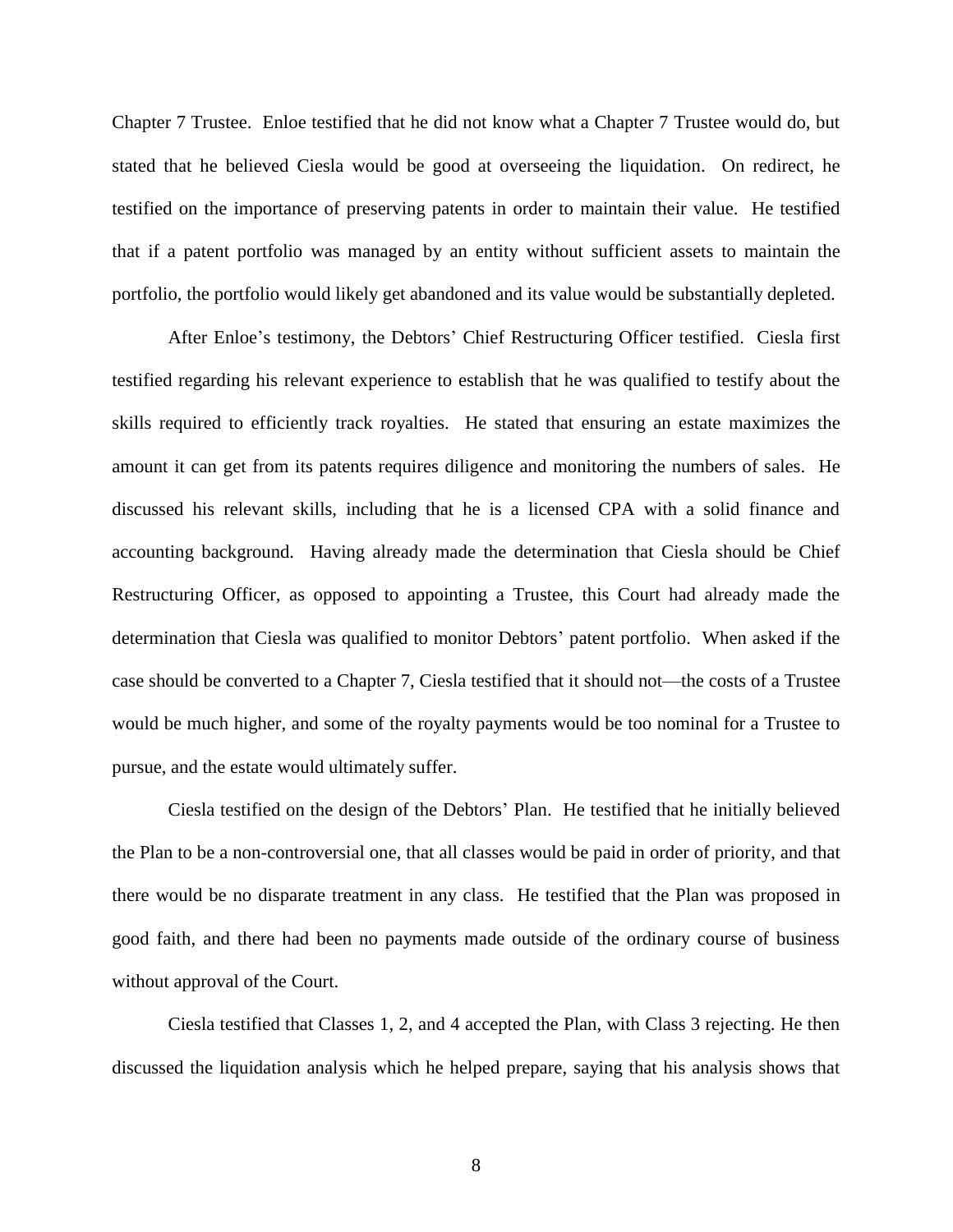Chapter 7 Trustee. Enloe testified that he did not know what a Chapter 7 Trustee would do, but stated that he believed Ciesla would be good at overseeing the liquidation. On redirect, he testified on the importance of preserving patents in order to maintain their value. He testified that if a patent portfolio was managed by an entity without sufficient assets to maintain the portfolio, the portfolio would likely get abandoned and its value would be substantially depleted.

After Enloe's testimony, the Debtors' Chief Restructuring Officer testified. Ciesla first testified regarding his relevant experience to establish that he was qualified to testify about the skills required to efficiently track royalties. He stated that ensuring an estate maximizes the amount it can get from its patents requires diligence and monitoring the numbers of sales. He discussed his relevant skills, including that he is a licensed CPA with a solid finance and accounting background. Having already made the determination that Ciesla should be Chief Restructuring Officer, as opposed to appointing a Trustee, this Court had already made the determination that Ciesla was qualified to monitor Debtors' patent portfolio. When asked if the case should be converted to a Chapter 7, Ciesla testified that it should not—the costs of a Trustee would be much higher, and some of the royalty payments would be too nominal for a Trustee to pursue, and the estate would ultimately suffer.

Ciesla testified on the design of the Debtors' Plan. He testified that he initially believed the Plan to be a non-controversial one, that all classes would be paid in order of priority, and that there would be no disparate treatment in any class. He testified that the Plan was proposed in good faith, and there had been no payments made outside of the ordinary course of business without approval of the Court.

Ciesla testified that Classes 1, 2, and 4 accepted the Plan, with Class 3 rejecting. He then discussed the liquidation analysis which he helped prepare, saying that his analysis shows that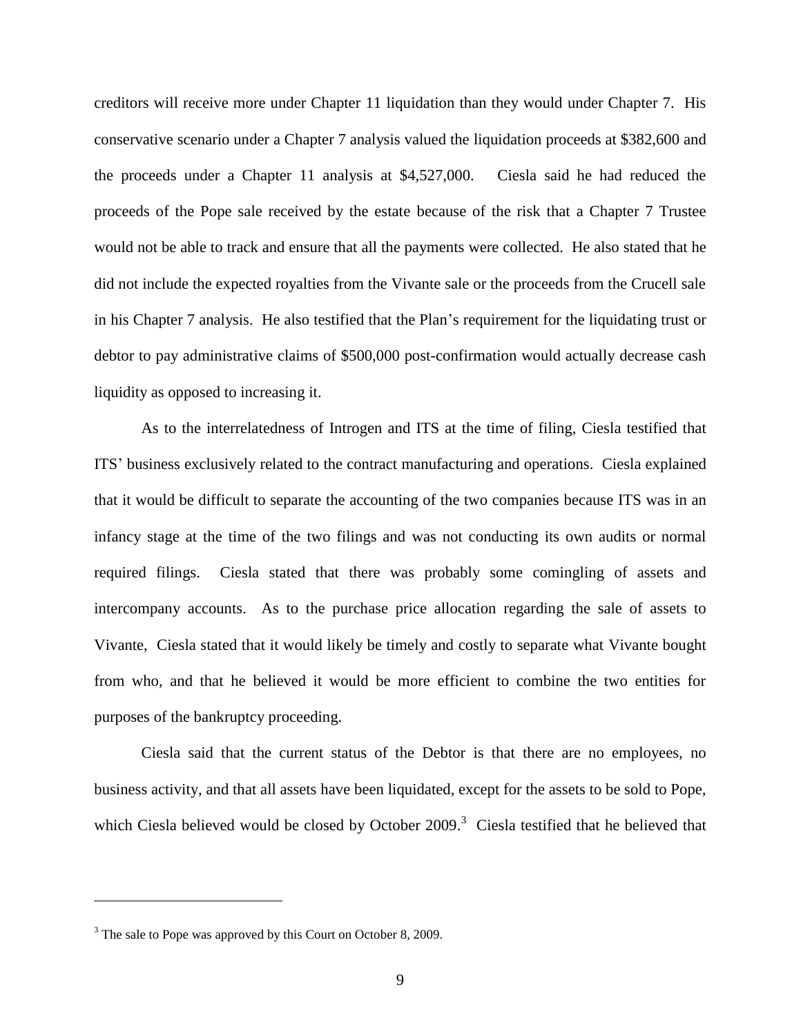creditors will receive more under Chapter 11 liquidation than they would under Chapter 7. His conservative scenario under a Chapter 7 analysis valued the liquidation proceeds at $382,600 and the proceeds under a Chapter 11 analysis at $4,527,000. Ciesla said he had reduced the proceeds of the Pope sale received by the estate because of the risk that a Chapter 7 Trustee would not be able to track and ensure that all the payments were collected. He also stated that he did not include the expected royalties from the Vivante sale or the proceeds from the Crucell sale in his Chapter 7 analysis. He also testified that the Plan's requirement for the liquidating trust or debtor to pay administrative claims of $500,000 post-confirmation would actually decrease cash liquidity as opposed to increasing it.

As to the interrelatedness of Introgen and ITS at the time of filing, Ciesla testified that ITS' business exclusively related to the contract manufacturing and operations. Ciesla explained that it would be difficult to separate the accounting of the two companies because ITS was in an infancy stage at the time of the two filings and was not conducting its own audits or normal required filings. Ciesla stated that there was probably some comingling of assets and intercompany accounts. As to the purchase price allocation regarding the sale of assets to Vivante, Ciesla stated that it would likely be timely and costly to separate what Vivante bought from who, and that he believed it would be more efficient to combine the two entities for purposes of the bankruptcy proceeding.

Ciesla said that the current status of the Debtor is that there are no employees, no business activity, and that all assets have been liquidated, except for the assets to be sold to Pope, which Ciesla believed would be closed by October 2009.[3] Ciesla testified that he believed that

[3] The sale to Pope was approved by this Court on October 8, 2009.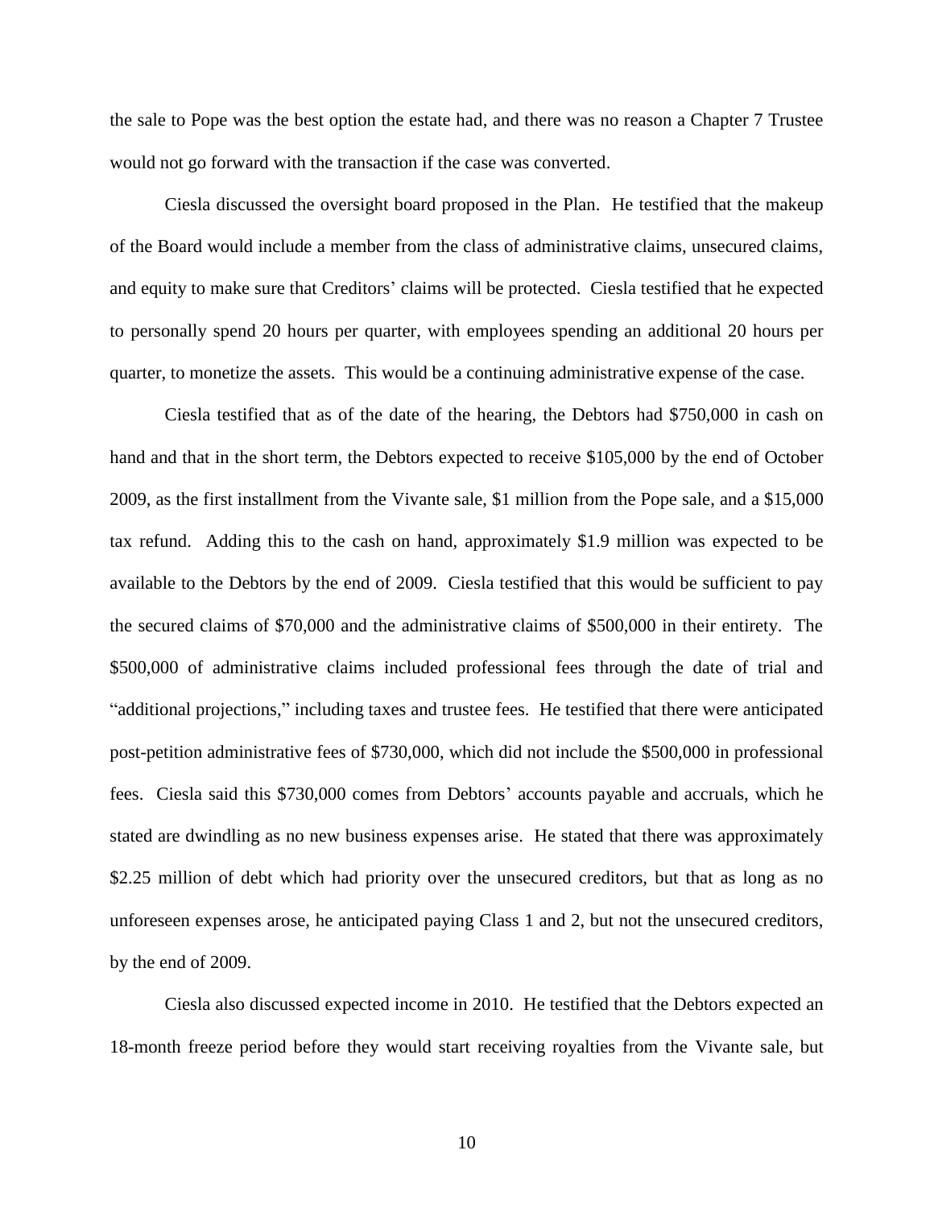the sale to Pope was the best option the estate had, and there was no reason a Chapter 7 Trustee would not go forward with the transaction if the case was converted.

Ciesla discussed the oversight board proposed in the Plan. He testified that the makeup of the Board would include a member from the class of administrative claims, unsecured claims, and equity to make sure that Creditors' claims will be protected. Ciesla testified that he expected to personally spend 20 hours per quarter, with employees spending an additional 20 hours per quarter, to monetize the assets. This would be a continuing administrative expense of the case.

Ciesla testified that as of the date of the hearing, the Debtors had $750,000 in cash on hand and that in the short term, the Debtors expected to receive $105,000 by the end of October 2009, as the first installment from the Vivante sale, $1 million from the Pope sale, and a $15,000 tax refund. Adding this to the cash on hand, approximately $1.9 million was expected to be available to the Debtors by the end of 2009. Ciesla testified that this would be sufficient to pay the secured claims of $70,000 and the administrative claims of $500,000 in their entirety. The $500,000 of administrative claims included professional fees through the date of trial and "additional projections," including taxes and trustee fees. He testified that there were anticipated post-petition administrative fees of $730,000, which did not include the $500,000 in professional fees. Ciesla said this $730,000 comes from Debtors' accounts payable and accruals, which he stated are dwindling as no new business expenses arise. He stated that there was approximately $2.25 million of debt which had priority over the unsecured creditors, but that as long as no unforeseen expenses arose, he anticipated paying Class 1 and 2, but not the unsecured creditors, by the end of 2009.

Ciesla also discussed expected income in 2010. He testified that the Debtors expected an 18-month freeze period before they would start receiving royalties from the Vivante sale, but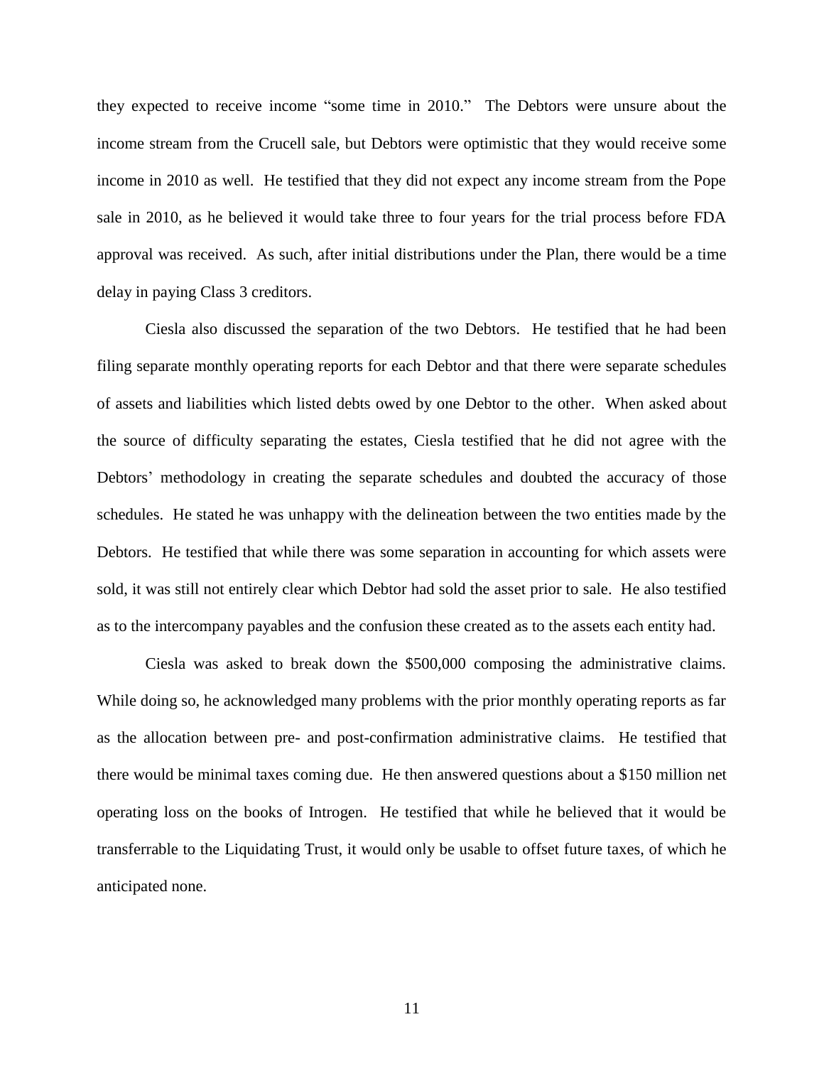they expected to receive income "some time in 2010." The Debtors were unsure about the income stream from the Crucell sale, but Debtors were optimistic that they would receive some income in 2010 as well. He testified that they did not expect any income stream from the Pope sale in 2010, as he believed it would take three to four years for the trial process before FDA approval was received. As such, after initial distributions under the Plan, there would be a time delay in paying Class 3 creditors.

Ciesla also discussed the separation of the two Debtors. He testified that he had been filing separate monthly operating reports for each Debtor and that there were separate schedules of assets and liabilities which listed debts owed by one Debtor to the other. When asked about the source of difficulty separating the estates, Ciesla testified that he did not agree with the Debtors' methodology in creating the separate schedules and doubted the accuracy of those schedules. He stated he was unhappy with the delineation between the two entities made by the Debtors. He testified that while there was some separation in accounting for which assets were sold, it was still not entirely clear which Debtor had sold the asset prior to sale. He also testified as to the intercompany payables and the confusion these created as to the assets each entity had.

Ciesla was asked to break down the $500,000 composing the administrative claims. While doing so, he acknowledged many problems with the prior monthly operating reports as far as the allocation between pre- and post-confirmation administrative claims. He testified that there would be minimal taxes coming due. He then answered questions about a $150 million net operating loss on the books of Introgen. He testified that while he believed that it would be transferrable to the Liquidating Trust, it would only be usable to offset future taxes, of which he anticipated none.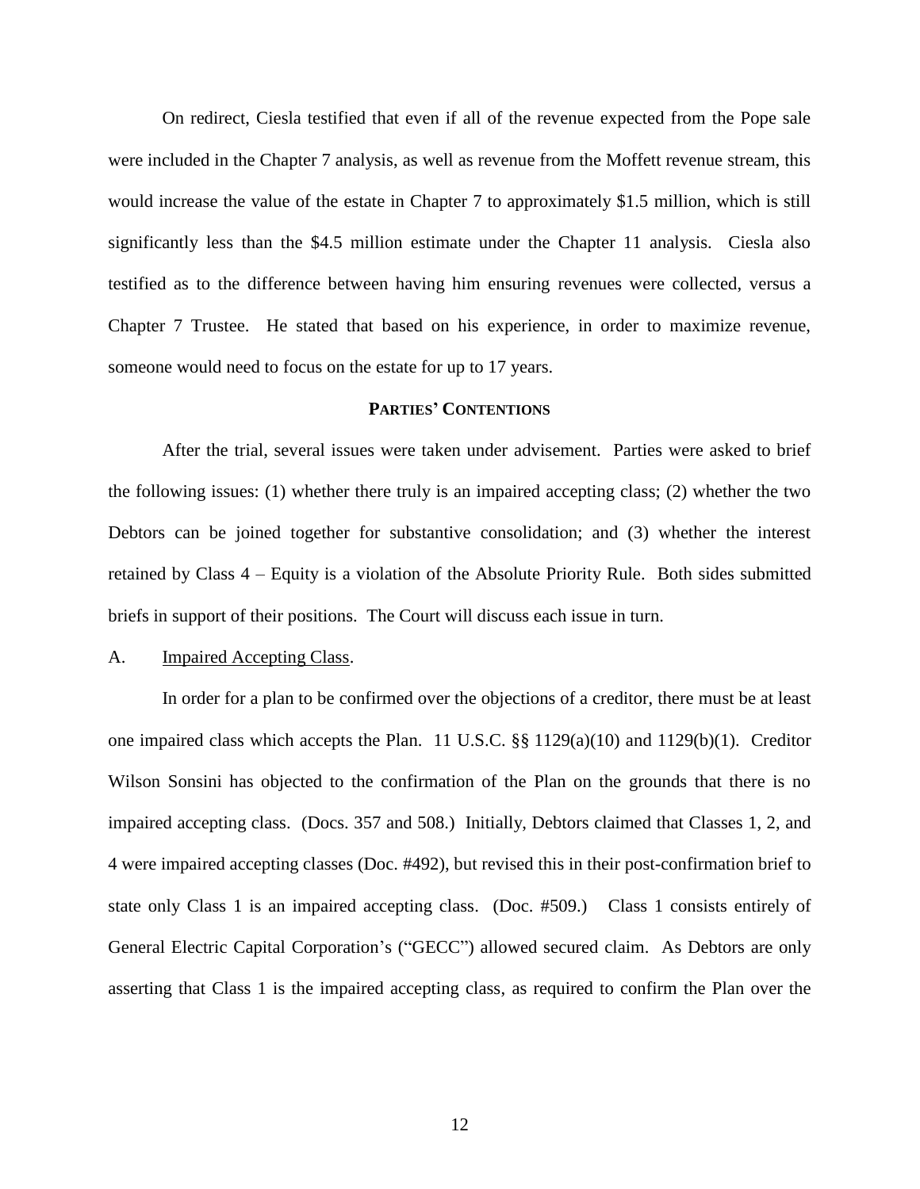On redirect, Ciesla testified that even if all of the revenue expected from the Pope sale were included in the Chapter 7 analysis, as well as revenue from the Moffett revenue stream, this would increase the value of the estate in Chapter 7 to approximately $1.5 million, which is still significantly less than the $4.5 million estimate under the Chapter 11 analysis. Ciesla also testified as to the difference between having him ensuring revenues were collected, versus a Chapter 7 Trustee. He stated that based on his experience, in order to maximize revenue, someone would need to focus on the estate for up to 17 years.

## PARTIES' CONTENTIONS

After the trial, several issues were taken under advisement. Parties were asked to brief the following issues: (1) whether there truly is an impaired accepting class; (2) whether the two Debtors can be joined together for substantive consolidation; and (3) whether the interest retained by Class 4 – Equity is a violation of the Absolute Priority Rule. Both sides submitted briefs in support of their positions. The Court will discuss each issue in turn.

### A. Impaired Accepting Class.

In order for a plan to be confirmed over the objections of a creditor, there must be at least one impaired class which accepts the Plan. 11 U.S.C. §§ 1129(a)(10) and 1129(b)(1). Creditor Wilson Sonsini has objected to the confirmation of the Plan on the grounds that there is no impaired accepting class. (Docs. 357 and 508.) Initially, Debtors claimed that Classes 1, 2, and 4 were impaired accepting classes (Doc. #492), but revised this in their post-confirmation brief to state only Class 1 is an impaired accepting class. (Doc. #509.) Class 1 consists entirely of General Electric Capital Corporation's ("GECC") allowed secured claim. As Debtors are only asserting that Class 1 is the impaired accepting class, as required to confirm the Plan over the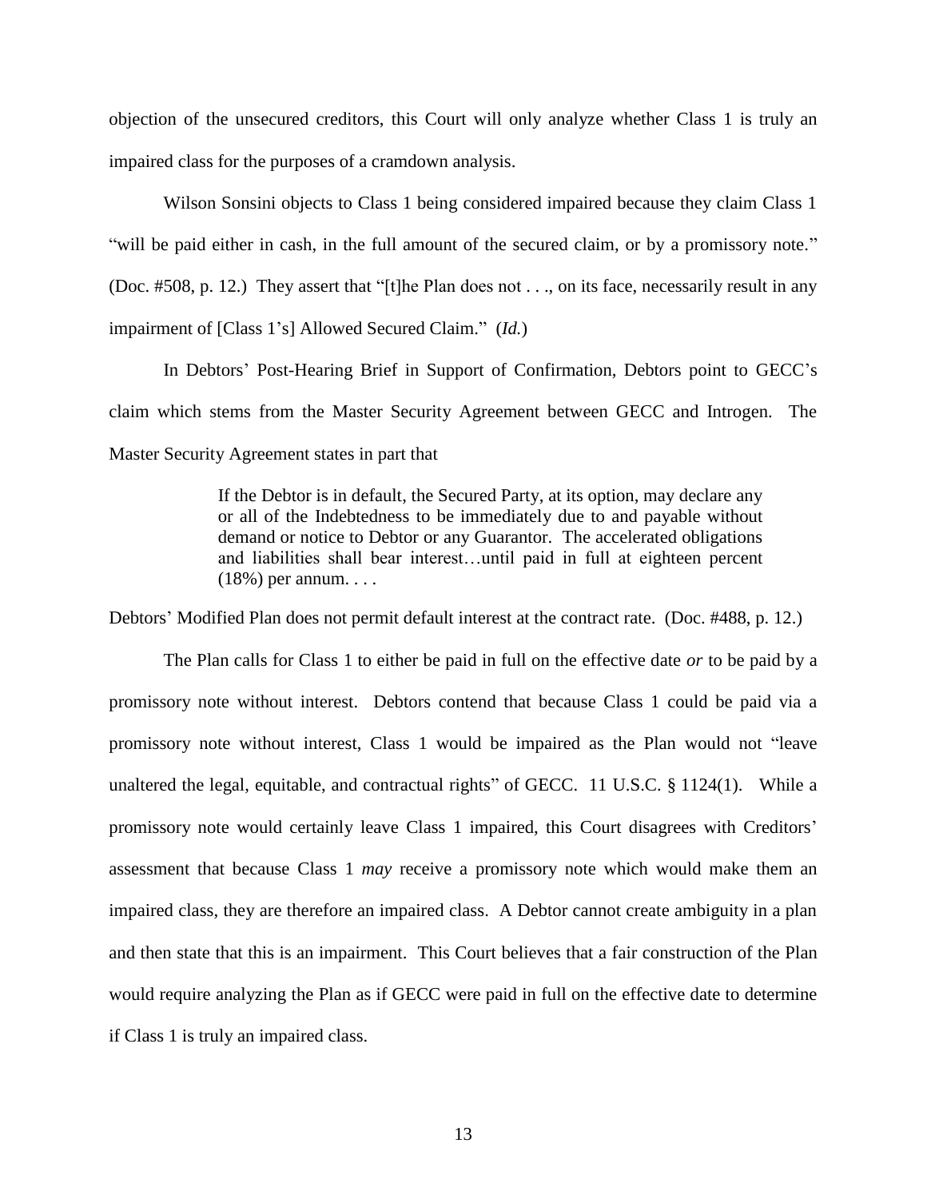objection of the unsecured creditors, this Court will only analyze whether Class 1 is truly an impaired class for the purposes of a cramdown analysis.

Wilson Sonsini objects to Class 1 being considered impaired because they claim Class 1 "will be paid either in cash, in the full amount of the secured claim, or by a promissory note." (Doc. #508, p. 12.) They assert that "[t]he Plan does not . . ., on its face, necessarily result in any impairment of [Class 1's] Allowed Secured Claim." (*Id.*)

In Debtors' Post-Hearing Brief in Support of Confirmation, Debtors point to GECC's claim which stems from the Master Security Agreement between GECC and Introgen. The Master Security Agreement states in part that

> If the Debtor is in default, the Secured Party, at its option, may declare any or all of the Indebtedness to be immediately due to and payable without demand or notice to Debtor or any Guarantor. The accelerated obligations and liabilities shall bear interest…until paid in full at eighteen percent (18%) per annum. . . .

Debtors' Modified Plan does not permit default interest at the contract rate. (Doc. #488, p. 12.)

The Plan calls for Class 1 to either be paid in full on the effective date *or* to be paid by a promissory note without interest. Debtors contend that because Class 1 could be paid via a promissory note without interest, Class 1 would be impaired as the Plan would not "leave unaltered the legal, equitable, and contractual rights" of GECC. 11 U.S.C. § 1124(1). While a promissory note would certainly leave Class 1 impaired, this Court disagrees with Creditors' assessment that because Class 1 *may* receive a promissory note which would make them an impaired class, they are therefore an impaired class. A Debtor cannot create ambiguity in a plan and then state that this is an impairment. This Court believes that a fair construction of the Plan would require analyzing the Plan as if GECC were paid in full on the effective date to determine if Class 1 is truly an impaired class.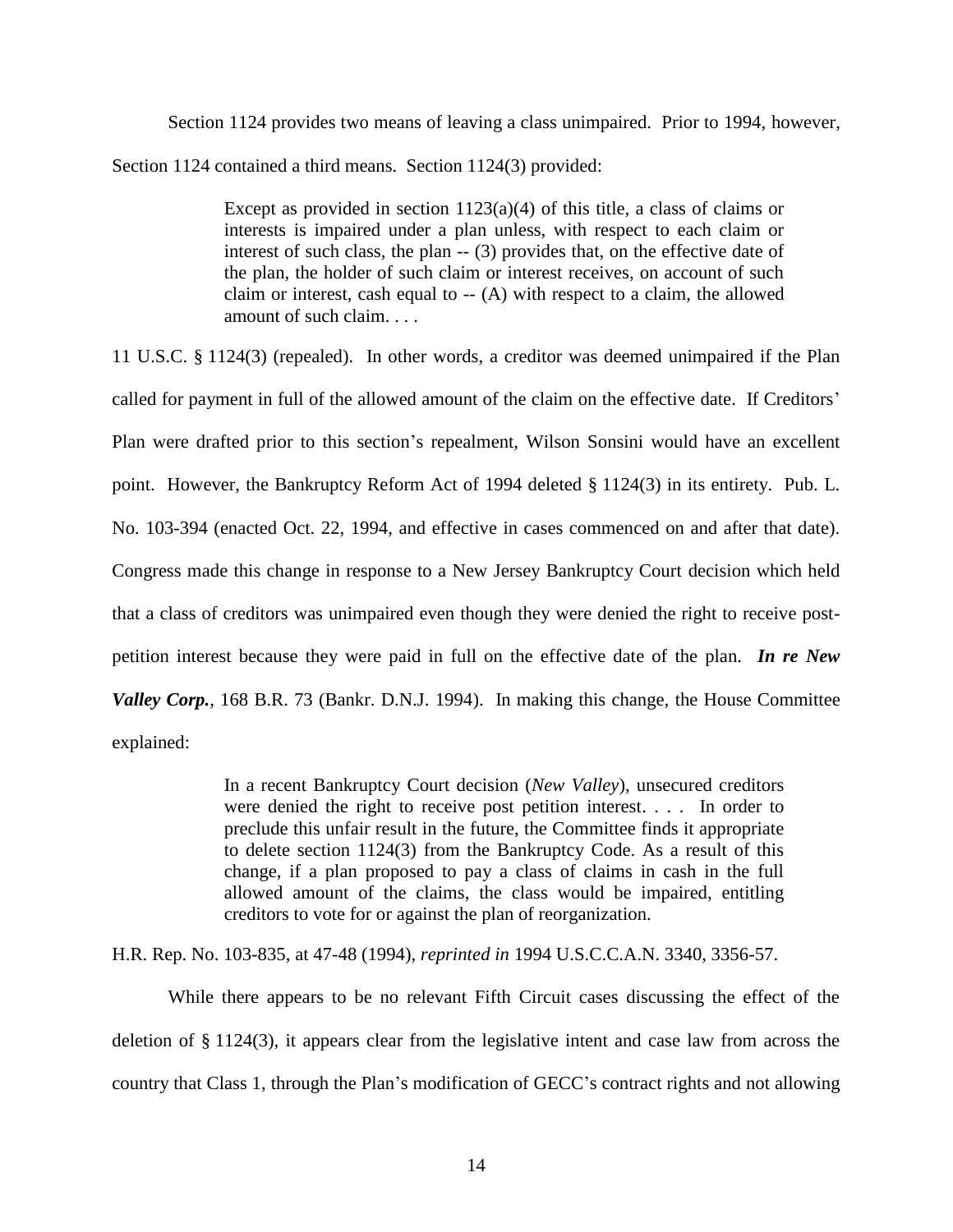Section 1124 provides two means of leaving a class unimpaired. Prior to 1994, however, Section 1124 contained a third means. Section 1124(3) provided:

> Except as provided in section 1123(a)(4) of this title, a class of claims or interests is impaired under a plan unless, with respect to each claim or interest of such class, the plan -- (3) provides that, on the effective date of the plan, the holder of such claim or interest receives, on account of such claim or interest, cash equal to -- (A) with respect to a claim, the allowed amount of such claim. . . .

11 U.S.C. § 1124(3) (repealed). In other words, a creditor was deemed unimpaired if the Plan called for payment in full of the allowed amount of the claim on the effective date. If Creditors' Plan were drafted prior to this section's repealment, Wilson Sonsini would have an excellent point. However, the Bankruptcy Reform Act of 1994 deleted § 1124(3) in its entirety. Pub. L. No. 103-394 (enacted Oct. 22, 1994, and effective in cases commenced on and after that date). Congress made this change in response to a New Jersey Bankruptcy Court decision which held that a class of creditors was unimpaired even though they were denied the right to receive post-petition interest because they were paid in full on the effective date of the plan. ***In re New Valley Corp.***, 168 B.R. 73 (Bankr. D.N.J. 1994). In making this change, the House Committee explained:

> In a recent Bankruptcy Court decision (*New Valley*), unsecured creditors were denied the right to receive post petition interest. . . . In order to preclude this unfair result in the future, the Committee finds it appropriate to delete section 1124(3) from the Bankruptcy Code. As a result of this change, if a plan proposed to pay a class of claims in cash in the full allowed amount of the claims, the class would be impaired, entitling creditors to vote for or against the plan of reorganization.

H.R. Rep. No. 103-835, at 47-48 (1994), *reprinted in* 1994 U.S.C.C.A.N. 3340, 3356-57.

While there appears to be no relevant Fifth Circuit cases discussing the effect of the deletion of § 1124(3), it appears clear from the legislative intent and case law from across the country that Class 1, through the Plan's modification of GECC's contract rights and not allowing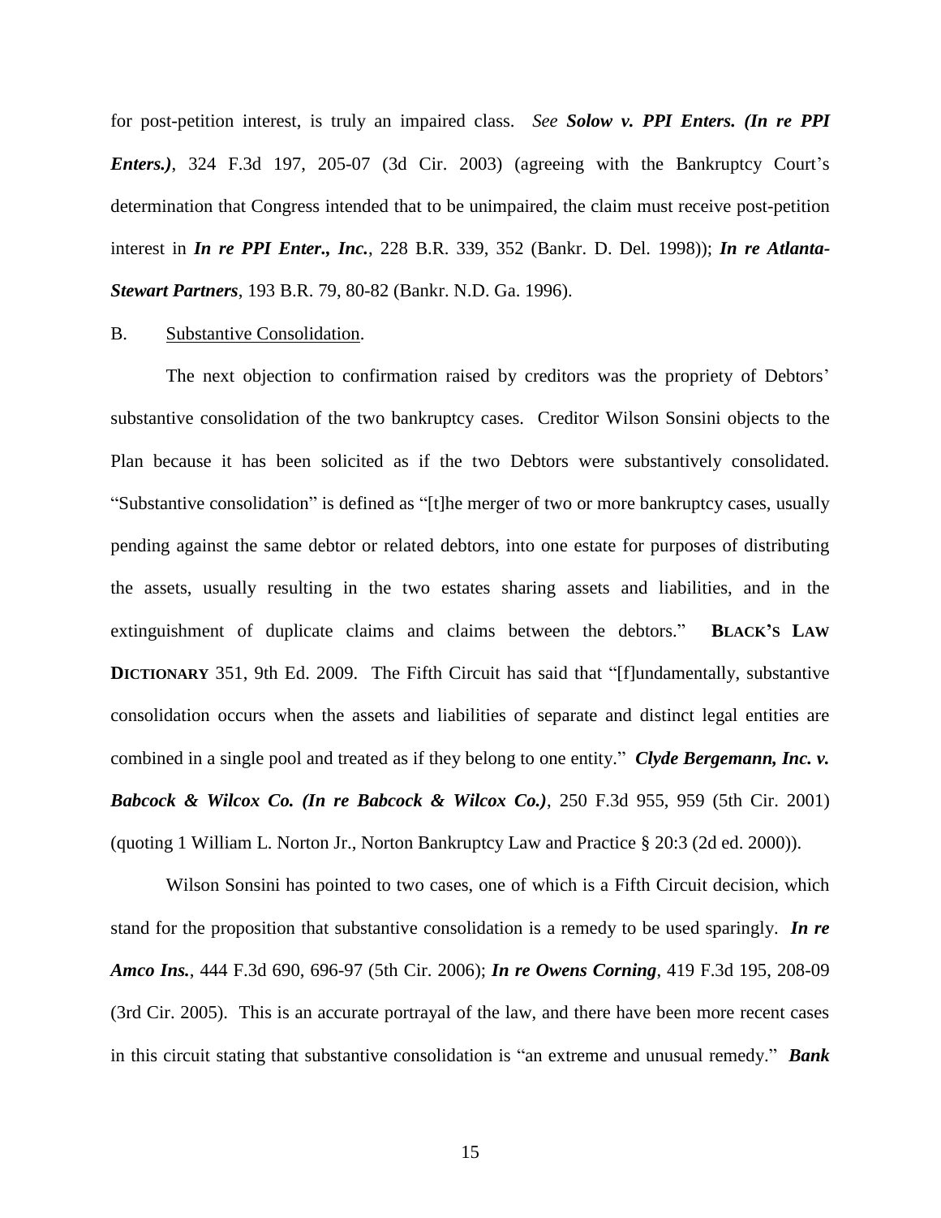for post-petition interest, is truly an impaired class. *See* ***Solow v. PPI Enters. (In re PPI Enters.)***, 324 F.3d 197, 205-07 (3d Cir. 2003) (agreeing with the Bankruptcy Court's determination that Congress intended that to be unimpaired, the claim must receive post-petition interest in ***In re PPI Enter., Inc.***, 228 B.R. 339, 352 (Bankr. D. Del. 1998)); ***In re Atlanta-Stewart Partners***, 193 B.R. 79, 80-82 (Bankr. N.D. Ga. 1996).

B. <u>Substantive Consolidation</u>.

The next objection to confirmation raised by creditors was the propriety of Debtors' substantive consolidation of the two bankruptcy cases. Creditor Wilson Sonsini objects to the Plan because it has been solicited as if the two Debtors were substantively consolidated. "Substantive consolidation" is defined as "[t]he merger of two or more bankruptcy cases, usually pending against the same debtor or related debtors, into one estate for purposes of distributing the assets, usually resulting in the two estates sharing assets and liabilities, and in the extinguishment of duplicate claims and claims between the debtors." **BLACK'S LAW DICTIONARY** 351, 9th Ed. 2009. The Fifth Circuit has said that "[f]undamentally, substantive consolidation occurs when the assets and liabilities of separate and distinct legal entities are combined in a single pool and treated as if they belong to one entity." ***Clyde Bergemann, Inc. v. Babcock & Wilcox Co. (In re Babcock & Wilcox Co.)***, 250 F.3d 955, 959 (5th Cir. 2001) (quoting 1 William L. Norton Jr., Norton Bankruptcy Law and Practice § 20:3 (2d ed. 2000)).

Wilson Sonsini has pointed to two cases, one of which is a Fifth Circuit decision, which stand for the proposition that substantive consolidation is a remedy to be used sparingly. ***In re Amco Ins.***, 444 F.3d 690, 696-97 (5th Cir. 2006); ***In re Owens Corning***, 419 F.3d 195, 208-09 (3rd Cir. 2005). This is an accurate portrayal of the law, and there have been more recent cases in this circuit stating that substantive consolidation is "an extreme and unusual remedy." ***Bank***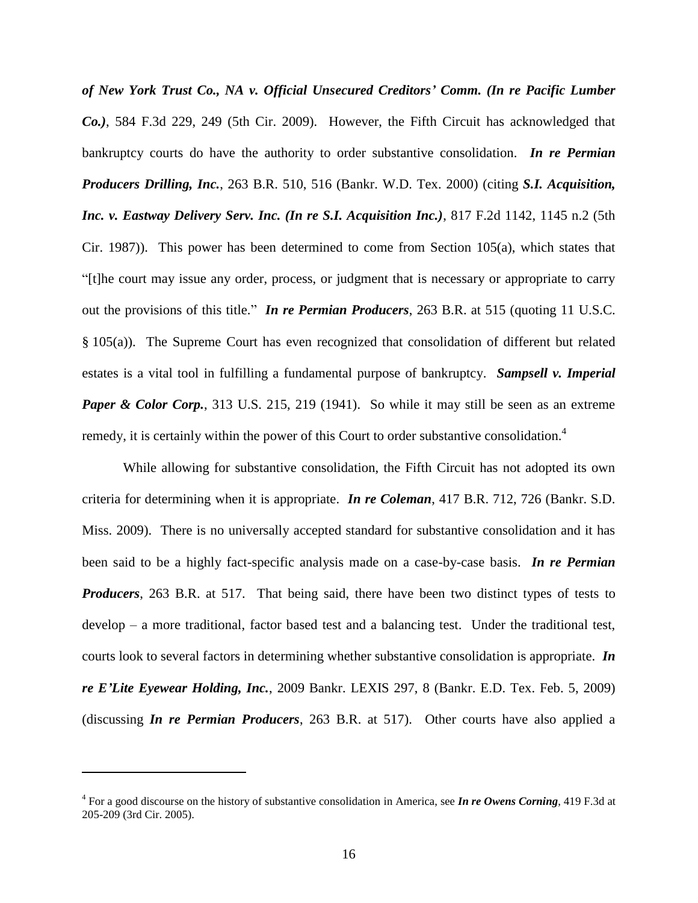***of New York Trust Co., NA v. Official Unsecured Creditors' Comm. (In re Pacific Lumber Co.)***, 584 F.3d 229, 249 (5th Cir. 2009). However, the Fifth Circuit has acknowledged that bankruptcy courts do have the authority to order substantive consolidation. ***In re Permian Producers Drilling, Inc.***, 263 B.R. 510, 516 (Bankr. W.D. Tex. 2000) (citing ***S.I. Acquisition, Inc. v. Eastway Delivery Serv. Inc. (In re S.I. Acquisition Inc.)***, 817 F.2d 1142, 1145 n.2 (5th Cir. 1987)). This power has been determined to come from Section 105(a), which states that "[t]he court may issue any order, process, or judgment that is necessary or appropriate to carry out the provisions of this title." ***In re Permian Producers***, 263 B.R. at 515 (quoting 11 U.S.C. § 105(a)). The Supreme Court has even recognized that consolidation of different but related estates is a vital tool in fulfilling a fundamental purpose of bankruptcy. ***Sampsell v. Imperial Paper & Color Corp.***, 313 U.S. 215, 219 (1941). So while it may still be seen as an extreme remedy, it is certainly within the power of this Court to order substantive consolidation.[4]

While allowing for substantive consolidation, the Fifth Circuit has not adopted its own criteria for determining when it is appropriate. ***In re Coleman***, 417 B.R. 712, 726 (Bankr. S.D. Miss. 2009). There is no universally accepted standard for substantive consolidation and it has been said to be a highly fact-specific analysis made on a case-by-case basis. ***In re Permian Producers***, 263 B.R. at 517. That being said, there have been two distinct types of tests to develop – a more traditional, factor based test and a balancing test. Under the traditional test, courts look to several factors in determining whether substantive consolidation is appropriate. ***In re E'Lite Eyewear Holding, Inc.***, 2009 Bankr. LEXIS 297, 8 (Bankr. E.D. Tex. Feb. 5, 2009) (discussing ***In re Permian Producers***, 263 B.R. at 517). Other courts have also applied a

---

[4] For a good discourse on the history of substantive consolidation in America, see ***In re Owens Corning***, 419 F.3d at 205-209 (3rd Cir. 2005).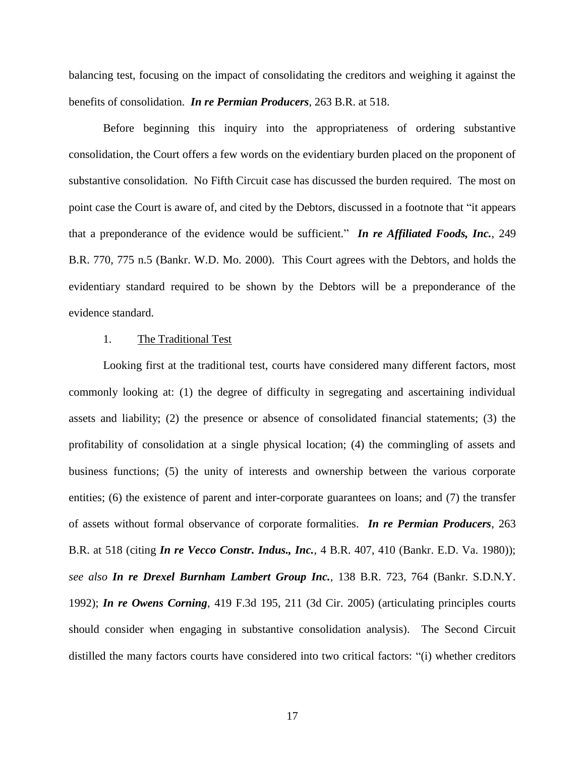balancing test, focusing on the impact of consolidating the creditors and weighing it against the benefits of consolidation. ***In re Permian Producers***, 263 B.R. at 518.

Before beginning this inquiry into the appropriateness of ordering substantive consolidation, the Court offers a few words on the evidentiary burden placed on the proponent of substantive consolidation. No Fifth Circuit case has discussed the burden required. The most on point case the Court is aware of, and cited by the Debtors, discussed in a footnote that "it appears that a preponderance of the evidence would be sufficient." ***In re Affiliated Foods, Inc.***, 249 B.R. 770, 775 n.5 (Bankr. W.D. Mo. 2000). This Court agrees with the Debtors, and holds the evidentiary standard required to be shown by the Debtors will be a preponderance of the evidence standard.

1. <u>The Traditional Test</u>

Looking first at the traditional test, courts have considered many different factors, most commonly looking at: (1) the degree of difficulty in segregating and ascertaining individual assets and liability; (2) the presence or absence of consolidated financial statements; (3) the profitability of consolidation at a single physical location; (4) the commingling of assets and business functions; (5) the unity of interests and ownership between the various corporate entities; (6) the existence of parent and inter-corporate guarantees on loans; and (7) the transfer of assets without formal observance of corporate formalities. ***In re Permian Producers***, 263 B.R. at 518 (citing ***In re Vecco Constr. Indus., Inc.***, 4 B.R. 407, 410 (Bankr. E.D. Va. 1980)); *see also* ***In re Drexel Burnham Lambert Group Inc.***, 138 B.R. 723, 764 (Bankr. S.D.N.Y. 1992); ***In re Owens Corning***, 419 F.3d 195, 211 (3d Cir. 2005) (articulating principles courts should consider when engaging in substantive consolidation analysis). The Second Circuit distilled the many factors courts have considered into two critical factors: "(i) whether creditors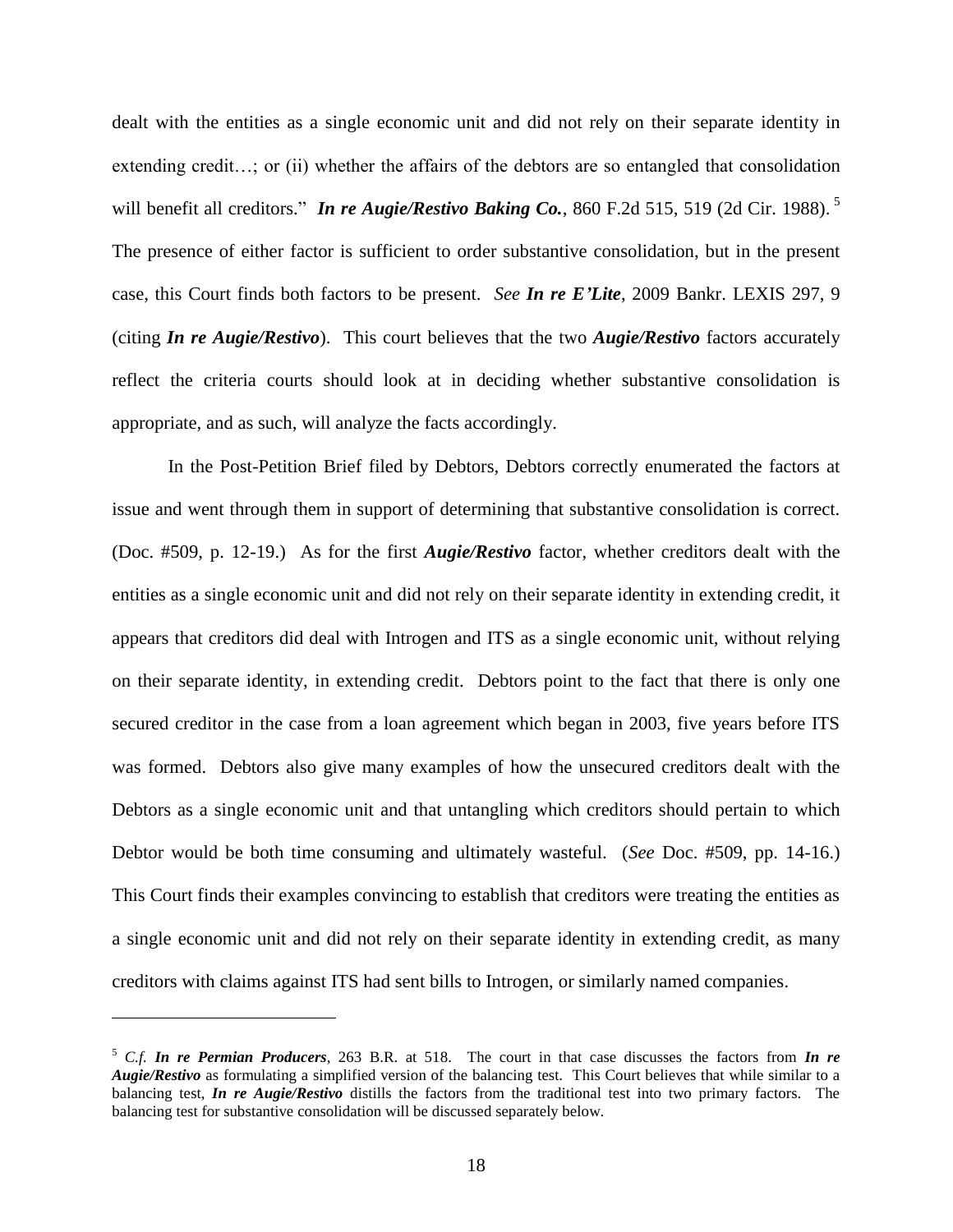dealt with the entities as a single economic unit and did not rely on their separate identity in extending credit…; or (ii) whether the affairs of the debtors are so entangled that consolidation will benefit all creditors." ***In re Augie/Restivo Baking Co.***, 860 F.2d 515, 519 (2d Cir. 1988).[5] The presence of either factor is sufficient to order substantive consolidation, but in the present case, this Court finds both factors to be present. *See* ***In re E'Lite***, 2009 Bankr. LEXIS 297, 9 (citing ***In re Augie/Restivo***). This court believes that the two ***Augie/Restivo*** factors accurately reflect the criteria courts should look at in deciding whether substantive consolidation is appropriate, and as such, will analyze the facts accordingly.

In the Post-Petition Brief filed by Debtors, Debtors correctly enumerated the factors at issue and went through them in support of determining that substantive consolidation is correct. (Doc. #509, p. 12-19.) As for the first ***Augie/Restivo*** factor, whether creditors dealt with the entities as a single economic unit and did not rely on their separate identity in extending credit, it appears that creditors did deal with Introgen and ITS as a single economic unit, without relying on their separate identity, in extending credit. Debtors point to the fact that there is only one secured creditor in the case from a loan agreement which began in 2003, five years before ITS was formed. Debtors also give many examples of how the unsecured creditors dealt with the Debtors as a single economic unit and that untangling which creditors should pertain to which Debtor would be both time consuming and ultimately wasteful. (*See* Doc. #509, pp. 14-16.) This Court finds their examples convincing to establish that creditors were treating the entities as a single economic unit and did not rely on their separate identity in extending credit, as many creditors with claims against ITS had sent bills to Introgen, or similarly named companies.

---

[5] *C.f.* ***In re Permian Producers***, 263 B.R. at 518. The court in that case discusses the factors from ***In re Augie/Restivo*** as formulating a simplified version of the balancing test. This Court believes that while similar to a balancing test, ***In re Augie/Restivo*** distills the factors from the traditional test into two primary factors. The balancing test for substantive consolidation will be discussed separately below.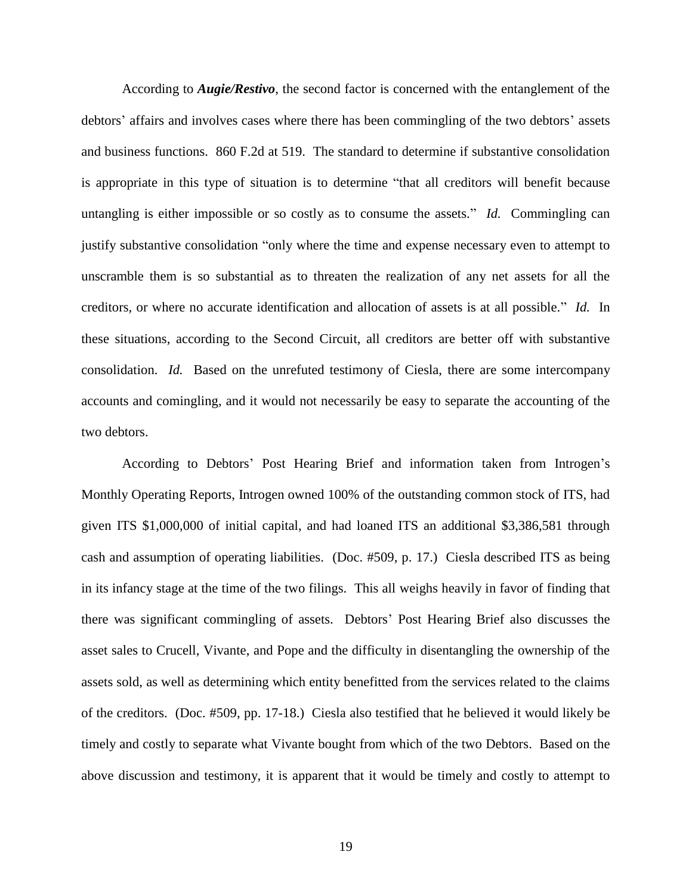According to ***Augie/Restivo***, the second factor is concerned with the entanglement of the debtors' affairs and involves cases where there has been commingling of the two debtors' assets and business functions. 860 F.2d at 519. The standard to determine if substantive consolidation is appropriate in this type of situation is to determine "that all creditors will benefit because untangling is either impossible or so costly as to consume the assets." *Id.* Commingling can justify substantive consolidation "only where the time and expense necessary even to attempt to unscramble them is so substantial as to threaten the realization of any net assets for all the creditors, or where no accurate identification and allocation of assets is at all possible." *Id.* In these situations, according to the Second Circuit, all creditors are better off with substantive consolidation. *Id.* Based on the unrefuted testimony of Ciesla, there are some intercompany accounts and comingling, and it would not necessarily be easy to separate the accounting of the two debtors.

According to Debtors' Post Hearing Brief and information taken from Introgen's Monthly Operating Reports, Introgen owned 100% of the outstanding common stock of ITS, had given ITS $1,000,000 of initial capital, and had loaned ITS an additional $3,386,581 through cash and assumption of operating liabilities. (Doc. #509, p. 17.) Ciesla described ITS as being in its infancy stage at the time of the two filings. This all weighs heavily in favor of finding that there was significant commingling of assets. Debtors' Post Hearing Brief also discusses the asset sales to Crucell, Vivante, and Pope and the difficulty in disentangling the ownership of the assets sold, as well as determining which entity benefitted from the services related to the claims of the creditors. (Doc. #509, pp. 17-18.) Ciesla also testified that he believed it would likely be timely and costly to separate what Vivante bought from which of the two Debtors. Based on the above discussion and testimony, it is apparent that it would be timely and costly to attempt to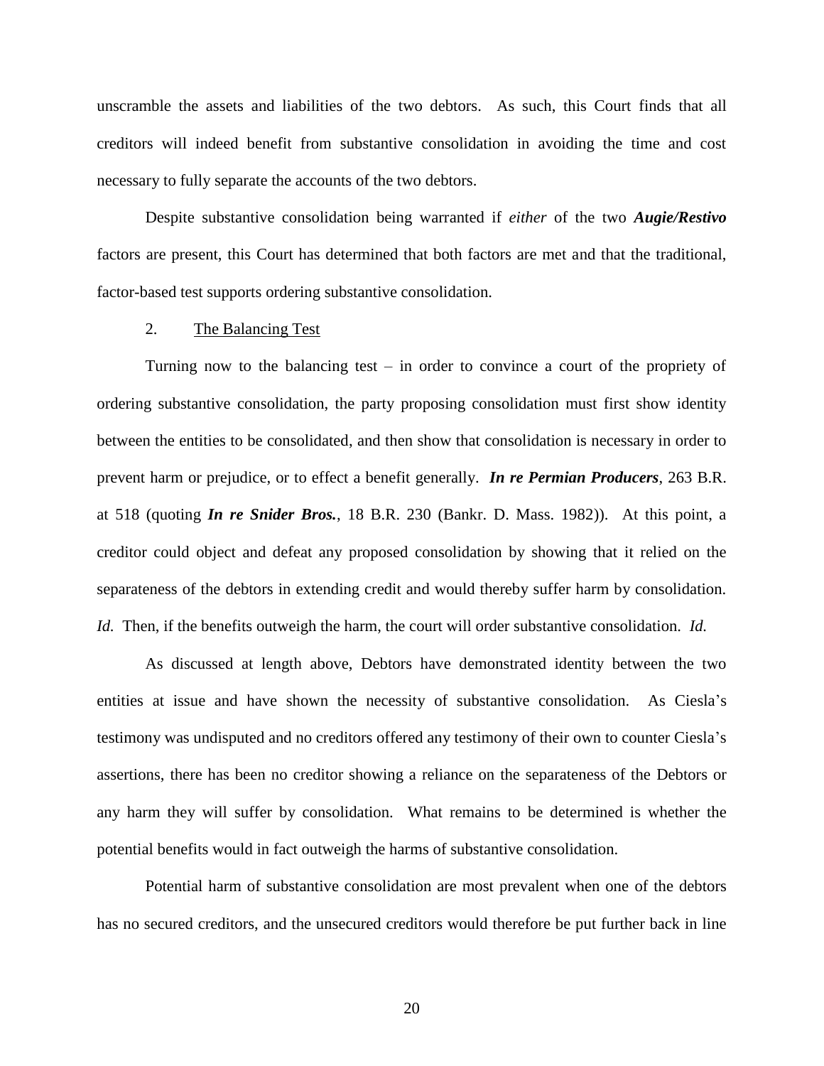unscramble the assets and liabilities of the two debtors. As such, this Court finds that all creditors will indeed benefit from substantive consolidation in avoiding the time and cost necessary to fully separate the accounts of the two debtors.

Despite substantive consolidation being warranted if *either* of the two ***Augie/Restivo*** factors are present, this Court has determined that both factors are met and that the traditional, factor-based test supports ordering substantive consolidation.

2. The Balancing Test

Turning now to the balancing test – in order to convince a court of the propriety of ordering substantive consolidation, the party proposing consolidation must first show identity between the entities to be consolidated, and then show that consolidation is necessary in order to prevent harm or prejudice, or to effect a benefit generally. ***In re Permian Producers***, 263 B.R. at 518 (quoting ***In re Snider Bros.***, 18 B.R. 230 (Bankr. D. Mass. 1982)). At this point, a creditor could object and defeat any proposed consolidation by showing that it relied on the separateness of the debtors in extending credit and would thereby suffer harm by consolidation. *Id.* Then, if the benefits outweigh the harm, the court will order substantive consolidation. *Id.*

As discussed at length above, Debtors have demonstrated identity between the two entities at issue and have shown the necessity of substantive consolidation. As Ciesla's testimony was undisputed and no creditors offered any testimony of their own to counter Ciesla's assertions, there has been no creditor showing a reliance on the separateness of the Debtors or any harm they will suffer by consolidation. What remains to be determined is whether the potential benefits would in fact outweigh the harms of substantive consolidation.

Potential harm of substantive consolidation are most prevalent when one of the debtors has no secured creditors, and the unsecured creditors would therefore be put further back in line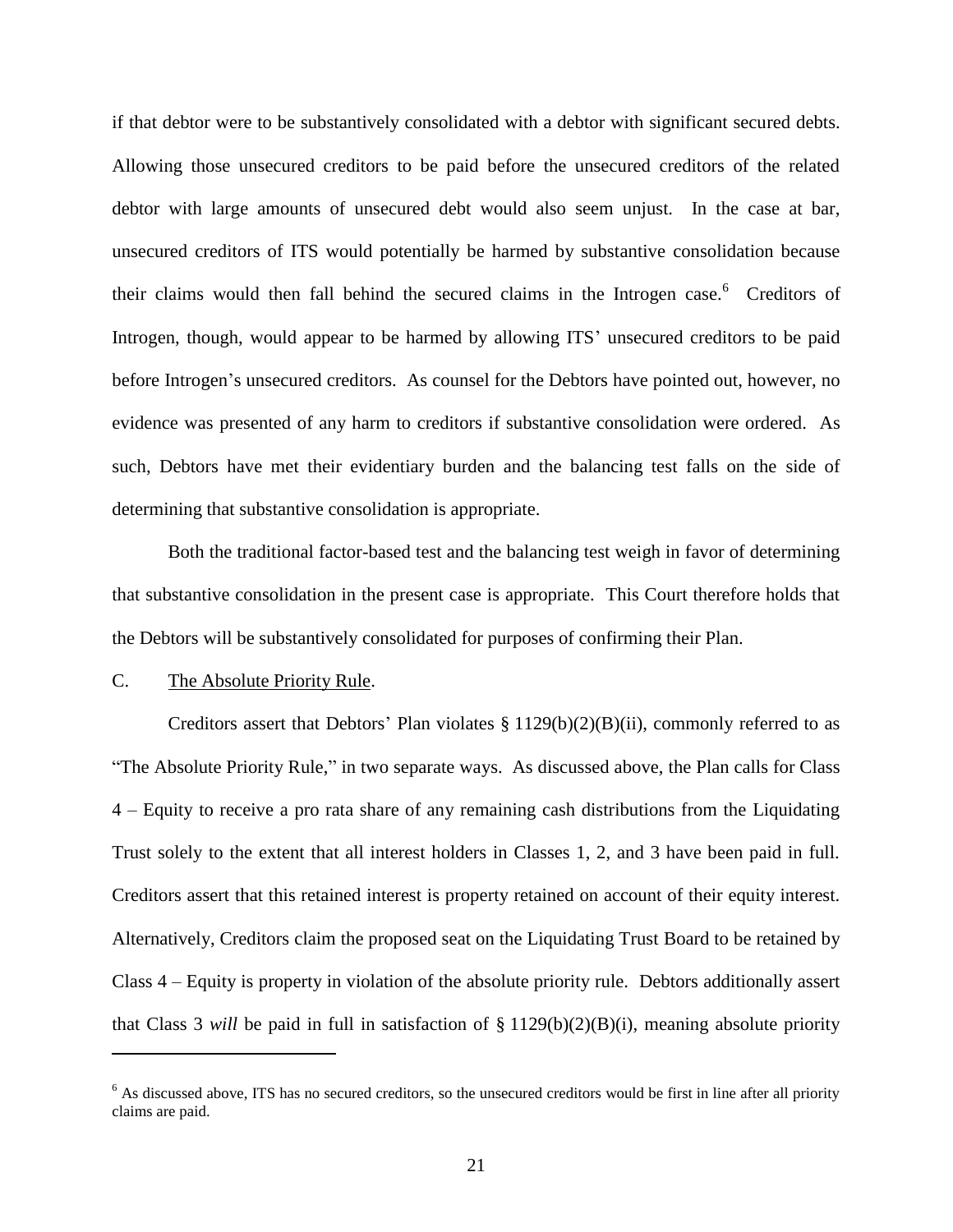if that debtor were to be substantively consolidated with a debtor with significant secured debts. Allowing those unsecured creditors to be paid before the unsecured creditors of the related debtor with large amounts of unsecured debt would also seem unjust. In the case at bar, unsecured creditors of ITS would potentially be harmed by substantive consolidation because their claims would then fall behind the secured claims in the Introgen case.[6] Creditors of Introgen, though, would appear to be harmed by allowing ITS' unsecured creditors to be paid before Introgen's unsecured creditors. As counsel for the Debtors have pointed out, however, no evidence was presented of any harm to creditors if substantive consolidation were ordered. As such, Debtors have met their evidentiary burden and the balancing test falls on the side of determining that substantive consolidation is appropriate.

Both the traditional factor-based test and the balancing test weigh in favor of determining that substantive consolidation in the present case is appropriate. This Court therefore holds that the Debtors will be substantively consolidated for purposes of confirming their Plan.

C. <u>The Absolute Priority Rule</u>.

Creditors assert that Debtors' Plan violates § 1129(b)(2)(B)(ii), commonly referred to as "The Absolute Priority Rule," in two separate ways. As discussed above, the Plan calls for Class 4 – Equity to receive a pro rata share of any remaining cash distributions from the Liquidating Trust solely to the extent that all interest holders in Classes 1, 2, and 3 have been paid in full. Creditors assert that this retained interest is property retained on account of their equity interest. Alternatively, Creditors claim the proposed seat on the Liquidating Trust Board to be retained by Class 4 – Equity is property in violation of the absolute priority rule. Debtors additionally assert that Class 3 *will* be paid in full in satisfaction of § 1129(b)(2)(B)(i), meaning absolute priority

---

[6] As discussed above, ITS has no secured creditors, so the unsecured creditors would be first in line after all priority claims are paid.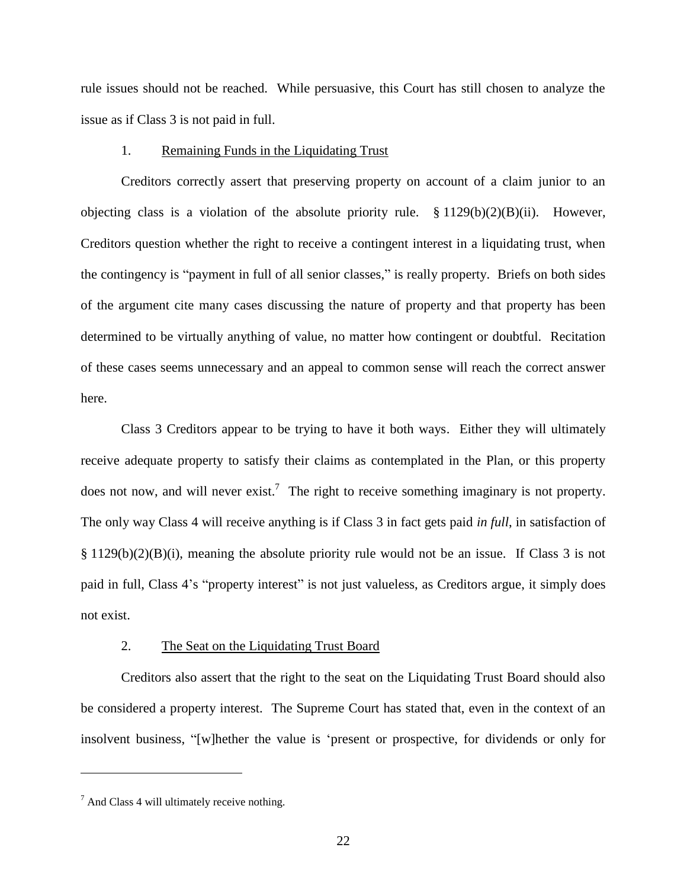rule issues should not be reached. While persuasive, this Court has still chosen to analyze the issue as if Class 3 is not paid in full.

1. Remaining Funds in the Liquidating Trust

Creditors correctly assert that preserving property on account of a claim junior to an objecting class is a violation of the absolute priority rule. § 1129(b)(2)(B)(ii). However, Creditors question whether the right to receive a contingent interest in a liquidating trust, when the contingency is "payment in full of all senior classes," is really property. Briefs on both sides of the argument cite many cases discussing the nature of property and that property has been determined to be virtually anything of value, no matter how contingent or doubtful. Recitation of these cases seems unnecessary and an appeal to common sense will reach the correct answer here.

Class 3 Creditors appear to be trying to have it both ways. Either they will ultimately receive adequate property to satisfy their claims as contemplated in the Plan, or this property does not now, and will never exist.[7] The right to receive something imaginary is not property. The only way Class 4 will receive anything is if Class 3 in fact gets paid *in full*, in satisfaction of § 1129(b)(2)(B)(i), meaning the absolute priority rule would not be an issue. If Class 3 is not paid in full, Class 4's "property interest" is not just valueless, as Creditors argue, it simply does not exist.

2. The Seat on the Liquidating Trust Board

Creditors also assert that the right to the seat on the Liquidating Trust Board should also be considered a property interest. The Supreme Court has stated that, even in the context of an insolvent business, "[w]hether the value is 'present or prospective, for dividends or only for

[7] And Class 4 will ultimately receive nothing.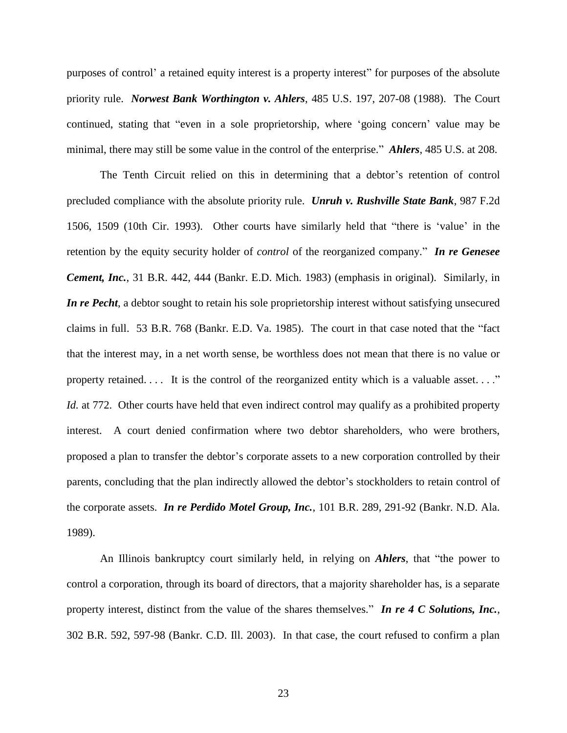purposes of control' a retained equity interest is a property interest" for purposes of the absolute priority rule. ***Norwest Bank Worthington v. Ahlers***, 485 U.S. 197, 207-08 (1988). The Court continued, stating that "even in a sole proprietorship, where 'going concern' value may be minimal, there may still be some value in the control of the enterprise." ***Ahlers***, 485 U.S. at 208.

The Tenth Circuit relied on this in determining that a debtor's retention of control precluded compliance with the absolute priority rule. ***Unruh v. Rushville State Bank***, 987 F.2d 1506, 1509 (10th Cir. 1993). Other courts have similarly held that "there is 'value' in the retention by the equity security holder of *control* of the reorganized company." ***In re Genesee Cement, Inc.***, 31 B.R. 442, 444 (Bankr. E.D. Mich. 1983) (emphasis in original). Similarly, in ***In re Pecht***, a debtor sought to retain his sole proprietorship interest without satisfying unsecured claims in full. 53 B.R. 768 (Bankr. E.D. Va. 1985). The court in that case noted that the "fact that the interest may, in a net worth sense, be worthless does not mean that there is no value or property retained. . . . It is the control of the reorganized entity which is a valuable asset. . . ." *Id.* at 772. Other courts have held that even indirect control may qualify as a prohibited property interest. A court denied confirmation where two debtor shareholders, who were brothers, proposed a plan to transfer the debtor's corporate assets to a new corporation controlled by their parents, concluding that the plan indirectly allowed the debtor's stockholders to retain control of the corporate assets. ***In re Perdido Motel Group, Inc.***, 101 B.R. 289, 291-92 (Bankr. N.D. Ala. 1989).

An Illinois bankruptcy court similarly held, in relying on ***Ahlers***, that "the power to control a corporation, through its board of directors, that a majority shareholder has, is a separate property interest, distinct from the value of the shares themselves." ***In re 4 C Solutions, Inc.***, 302 B.R. 592, 597-98 (Bankr. C.D. Ill. 2003). In that case, the court refused to confirm a plan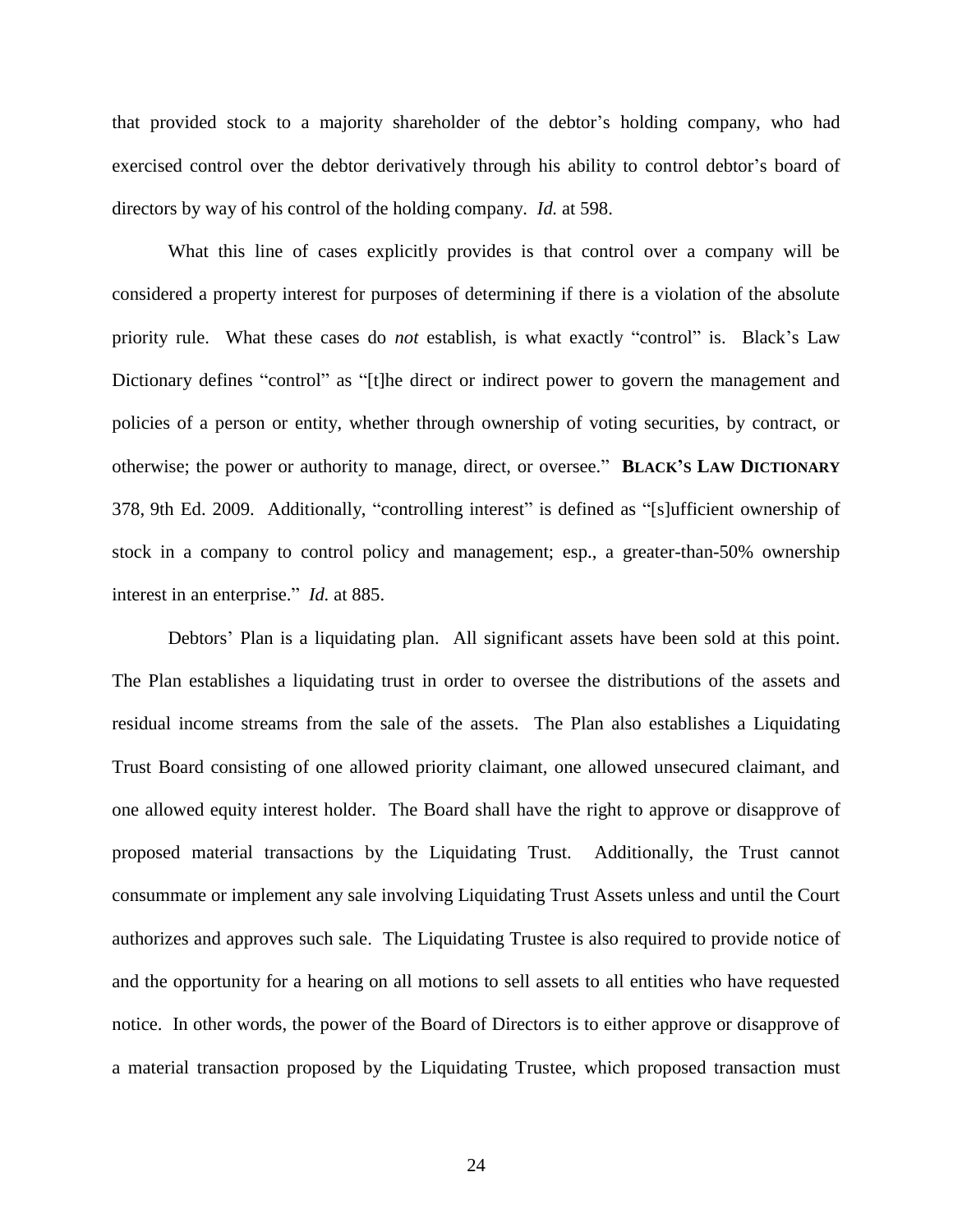that provided stock to a majority shareholder of the debtor's holding company, who had exercised control over the debtor derivatively through his ability to control debtor's board of directors by way of his control of the holding company. *Id.* at 598.

What this line of cases explicitly provides is that control over a company will be considered a property interest for purposes of determining if there is a violation of the absolute priority rule. What these cases do *not* establish, is what exactly "control" is. Black's Law Dictionary defines "control" as "[t]he direct or indirect power to govern the management and policies of a person or entity, whether through ownership of voting securities, by contract, or otherwise; the power or authority to manage, direct, or oversee." **BLACK'S LAW DICTIONARY** 378, 9th Ed. 2009. Additionally, "controlling interest" is defined as "[s]ufficient ownership of stock in a company to control policy and management; esp., a greater-than-50% ownership interest in an enterprise." *Id.* at 885.

Debtors' Plan is a liquidating plan. All significant assets have been sold at this point. The Plan establishes a liquidating trust in order to oversee the distributions of the assets and residual income streams from the sale of the assets. The Plan also establishes a Liquidating Trust Board consisting of one allowed priority claimant, one allowed unsecured claimant, and one allowed equity interest holder. The Board shall have the right to approve or disapprove of proposed material transactions by the Liquidating Trust. Additionally, the Trust cannot consummate or implement any sale involving Liquidating Trust Assets unless and until the Court authorizes and approves such sale. The Liquidating Trustee is also required to provide notice of and the opportunity for a hearing on all motions to sell assets to all entities who have requested notice. In other words, the power of the Board of Directors is to either approve or disapprove of a material transaction proposed by the Liquidating Trustee, which proposed transaction must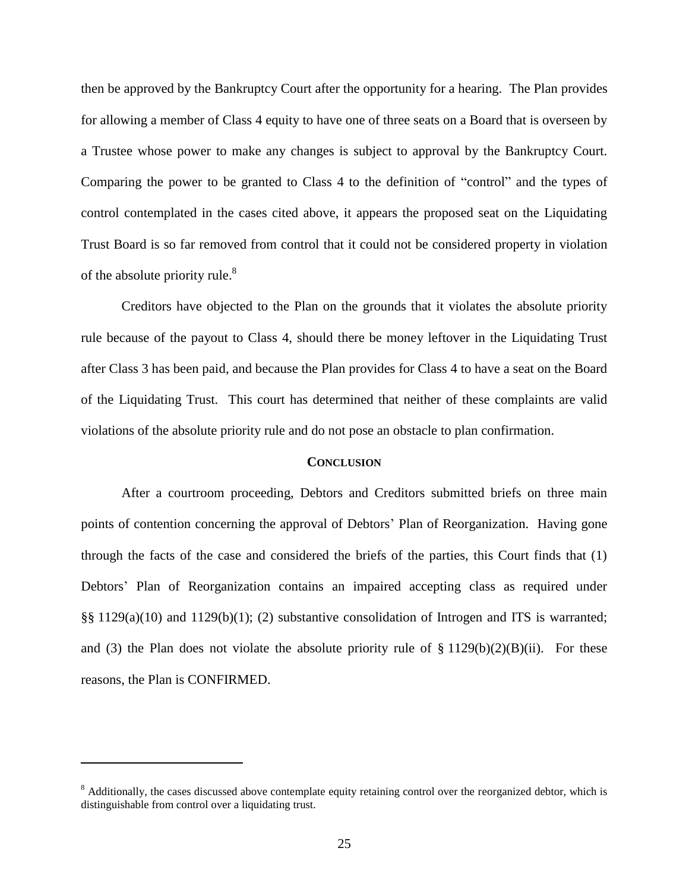then be approved by the Bankruptcy Court after the opportunity for a hearing. The Plan provides for allowing a member of Class 4 equity to have one of three seats on a Board that is overseen by a Trustee whose power to make any changes is subject to approval by the Bankruptcy Court. Comparing the power to be granted to Class 4 to the definition of "control" and the types of control contemplated in the cases cited above, it appears the proposed seat on the Liquidating Trust Board is so far removed from control that it could not be considered property in violation of the absolute priority rule.[8]

Creditors have objected to the Plan on the grounds that it violates the absolute priority rule because of the payout to Class 4, should there be money leftover in the Liquidating Trust after Class 3 has been paid, and because the Plan provides for Class 4 to have a seat on the Board of the Liquidating Trust. This court has determined that neither of these complaints are valid violations of the absolute priority rule and do not pose an obstacle to plan confirmation.

## CONCLUSION

After a courtroom proceeding, Debtors and Creditors submitted briefs on three main points of contention concerning the approval of Debtors' Plan of Reorganization. Having gone through the facts of the case and considered the briefs of the parties, this Court finds that (1) Debtors' Plan of Reorganization contains an impaired accepting class as required under §§ 1129(a)(10) and 1129(b)(1); (2) substantive consolidation of Introgen and ITS is warranted; and (3) the Plan does not violate the absolute priority rule of § 1129(b)(2)(B)(ii). For these reasons, the Plan is CONFIRMED.

---

[8] Additionally, the cases discussed above contemplate equity retaining control over the reorganized debtor, which is distinguishable from control over a liquidating trust.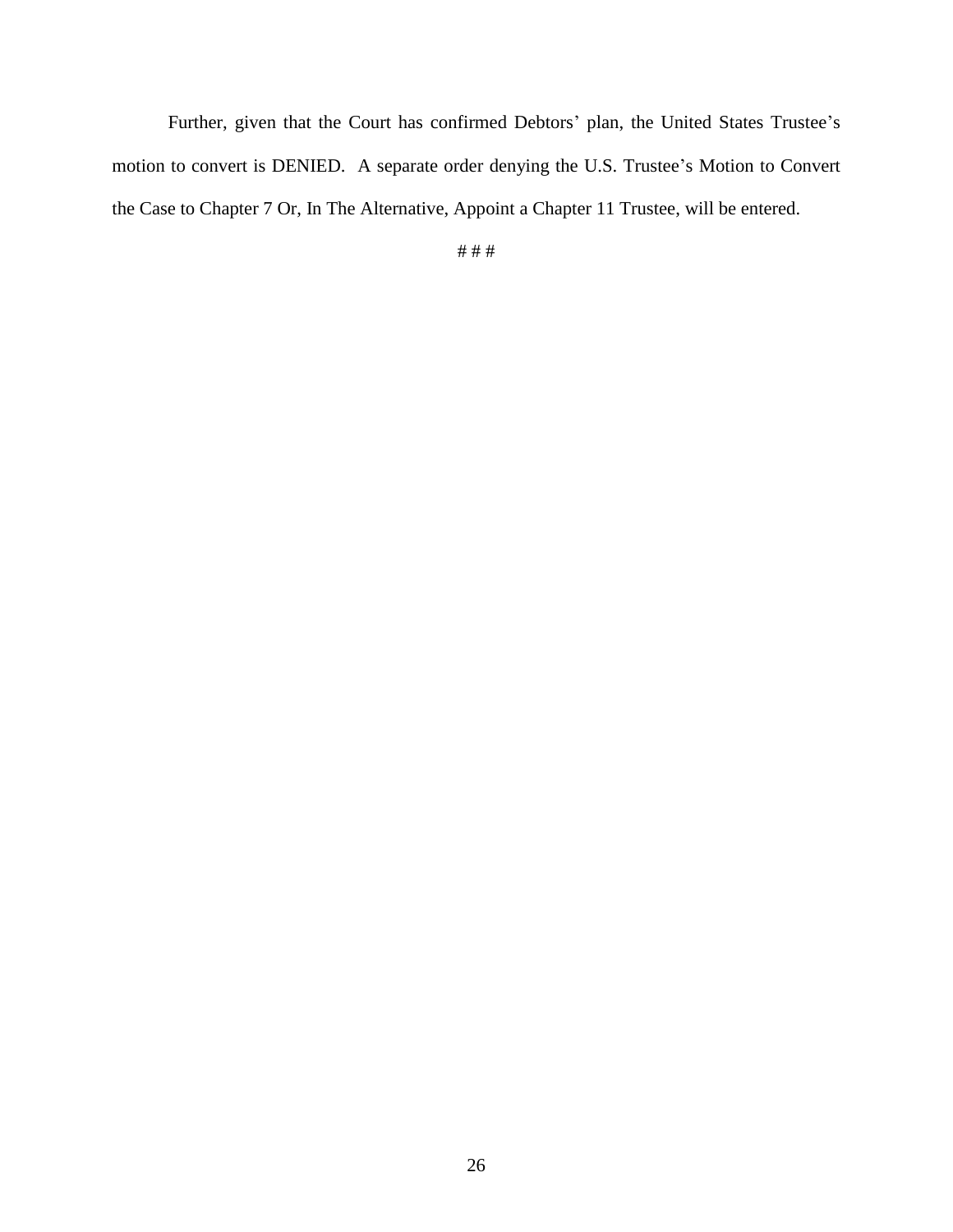Further, given that the Court has confirmed Debtors' plan, the United States Trustee's motion to convert is DENIED. A separate order denying the U.S. Trustee's Motion to Convert the Case to Chapter 7 Or, In The Alternative, Appoint a Chapter 11 Trustee, will be entered.

# # #